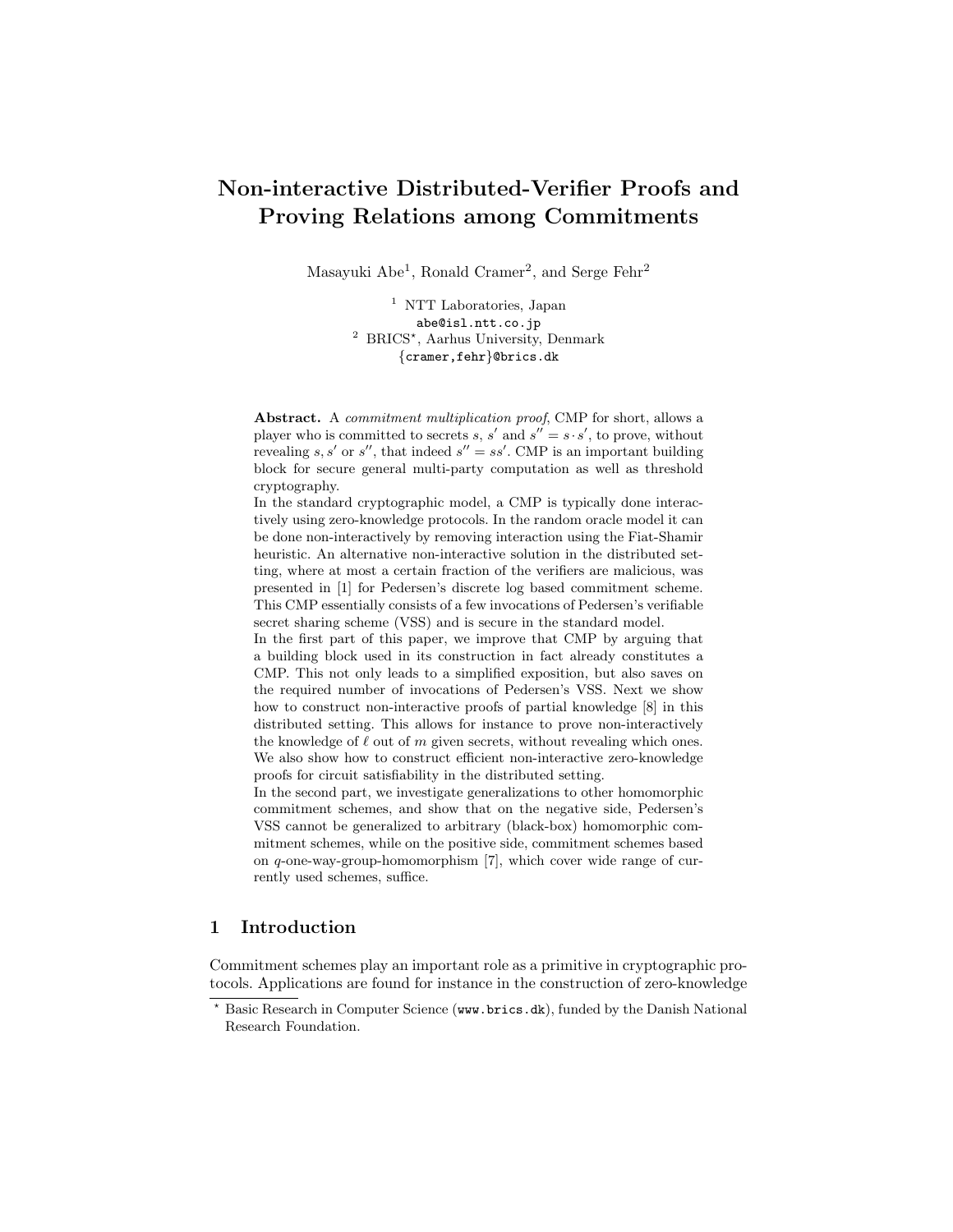# Non-interactive Distributed-Verifier Proofs and Proving Relations among Commitments

Masayuki Abe[1], Ronald Cramer[2], and Serge Fehr[2]

[1] NTT Laboratories, Japan
abe@isl.ntt.co.jp

[2] BRICS*, Aarhus University, Denmark
{cramer,fehr}@brics.dk

**Abstract.** A *commitment multiplication proof*, CMP for short, allows a player who is committed to secrets $s$, $s'$ and $s'' = s \cdot s'$, to prove, without revealing $s, s'$ or $s''$, that indeed $s'' = ss'$. CMP is an important building block for secure general multi-party computation as well as threshold cryptography.

In the standard cryptographic model, a CMP is typically done interactively using zero-knowledge protocols. In the random oracle model it can be done non-interactively by removing interaction using the Fiat-Shamir heuristic. An alternative non-interactive solution in the distributed setting, where at most a certain fraction of the verifiers are malicious, was presented in [1] for Pedersen's discrete log based commitment scheme. This CMP essentially consists of a few invocations of Pedersen's verifiable secret sharing scheme (VSS) and is secure in the standard model.

In the first part of this paper, we improve that CMP by arguing that a building block used in its construction in fact already constitutes a CMP. This not only leads to a simplified exposition, but also saves on the required number of invocations of Pedersen's VSS. Next we show how to construct non-interactive proofs of partial knowledge [8] in this distributed setting. This allows for instance to prove non-interactively the knowledge of $\ell$ out of $m$ given secrets, without revealing which ones. We also show how to construct efficient non-interactive zero-knowledge proofs for circuit satisfiability in the distributed setting.

In the second part, we investigate generalizations to other homomorphic commitment schemes, and show that on the negative side, Pedersen's VSS cannot be generalized to arbitrary (black-box) homomorphic commitment schemes, while on the positive side, commitment schemes based on $q$-one-way-group-homomorphism [7], which cover wide range of currently used schemes, suffice.

## 1 Introduction

Commitment schemes play an important role as a primitive in cryptographic protocols. Applications are found for instance in the construction of zero-knowledge

---

* Basic Research in Computer Science (www.brics.dk), funded by the Danish National Research Foundation.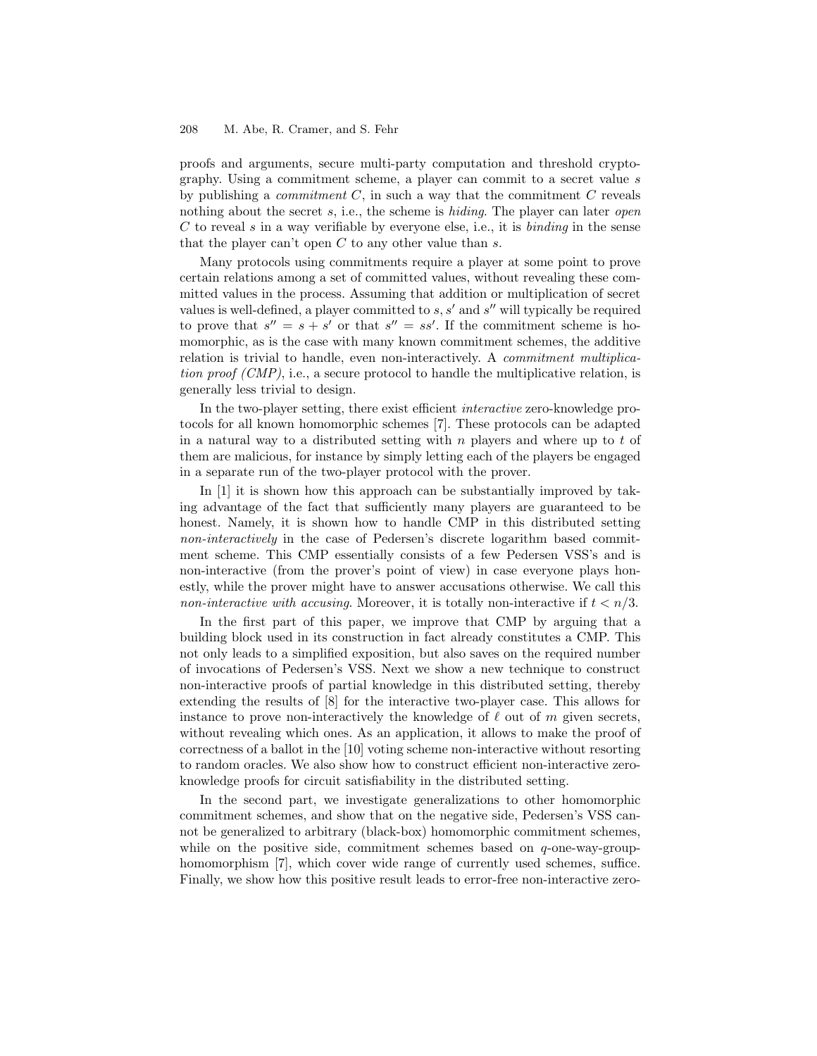proofs and arguments, secure multi-party computation and threshold cryptography. Using a commitment scheme, a player can commit to a secret value $s$ by publishing a *commitment* $C$, in such a way that the commitment $C$ reveals nothing about the secret $s$, i.e., the scheme is *hiding*. The player can later *open* $C$ to reveal $s$ in a way verifiable by everyone else, i.e., it is *binding* in the sense that the player can't open $C$ to any other value than $s$.

Many protocols using commitments require a player at some point to prove certain relations among a set of committed values, without revealing these committed values in the process. Assuming that addition or multiplication of secret values is well-defined, a player committed to $s, s'$ and $s''$ will typically be required to prove that $s'' = s + s'$ or that $s'' = ss'$. If the commitment scheme is homomorphic, as is the case with many known commitment schemes, the additive relation is trivial to handle, even non-interactively. A *commitment multiplication proof (CMP)*, i.e., a secure protocol to handle the multiplicative relation, is generally less trivial to design.

In the two-player setting, there exist efficient *interactive* zero-knowledge protocols for all known homomorphic schemes [7]. These protocols can be adapted in a natural way to a distributed setting with $n$ players and where up to $t$ of them are malicious, for instance by simply letting each of the players be engaged in a separate run of the two-player protocol with the prover.

In [1] it is shown how this approach can be substantially improved by taking advantage of the fact that sufficiently many players are guaranteed to be honest. Namely, it is shown how to handle CMP in this distributed setting *non-interactively* in the case of Pedersen's discrete logarithm based commitment scheme. This CMP essentially consists of a few Pedersen VSS's and is non-interactive (from the prover's point of view) in case everyone plays honestly, while the prover might have to answer accusations otherwise. We call this *non-interactive with accusing*. Moreover, it is totally non-interactive if $t < n/3$.

In the first part of this paper, we improve that CMP by arguing that a building block used in its construction in fact already constitutes a CMP. This not only leads to a simplified exposition, but also saves on the required number of invocations of Pedersen's VSS. Next we show a new technique to construct non-interactive proofs of partial knowledge in this distributed setting, thereby extending the results of [8] for the interactive two-player case. This allows for instance to prove non-interactively the knowledge of $\ell$ out of $m$ given secrets, without revealing which ones. As an application, it allows to make the proof of correctness of a ballot in the [10] voting scheme non-interactive without resorting to random oracles. We also show how to construct efficient non-interactive zero-knowledge proofs for circuit satisfiability in the distributed setting.

In the second part, we investigate generalizations to other homomorphic commitment schemes, and show that on the negative side, Pedersen's VSS cannot be generalized to arbitrary (black-box) homomorphic commitment schemes, while on the positive side, commitment schemes based on $q$-one-way-group-homomorphism [7], which cover wide range of currently used schemes, suffice. Finally, we show how this positive result leads to error-free non-interactive zero-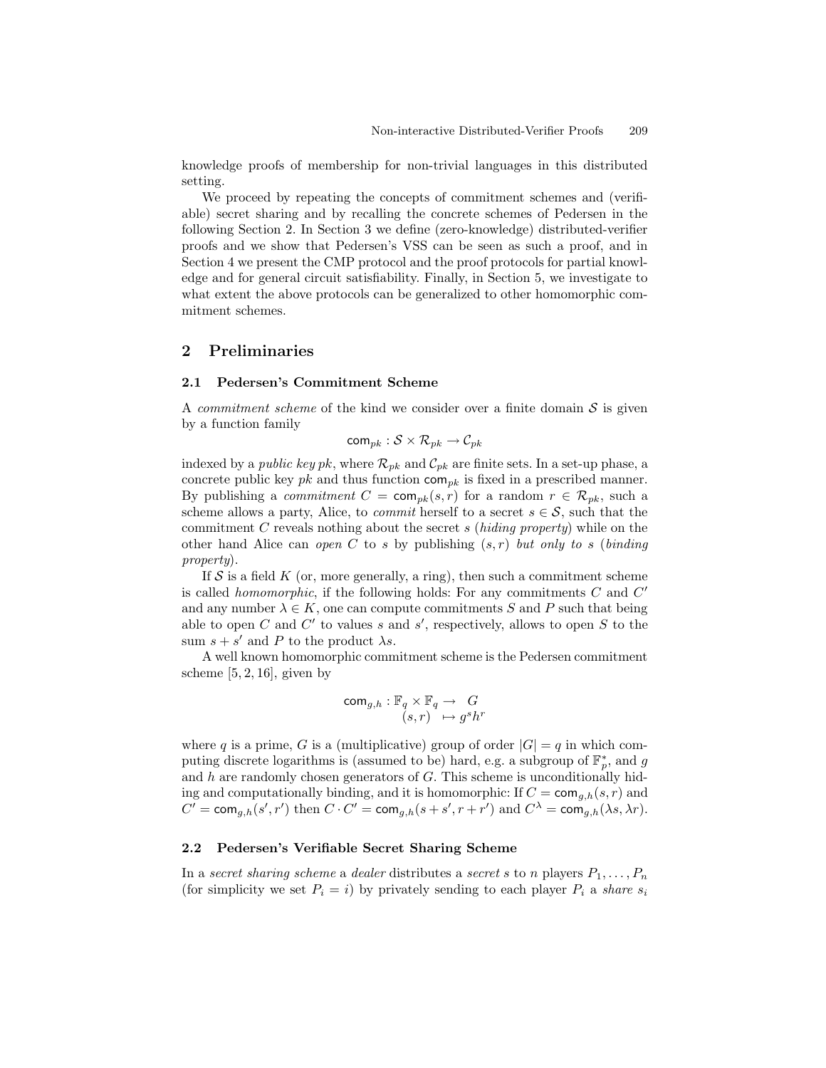knowledge proofs of membership for non-trivial languages in this distributed setting.

We proceed by repeating the concepts of commitment schemes and (verifiable) secret sharing and by recalling the concrete schemes of Pedersen in the following Section 2. In Section 3 we define (zero-knowledge) distributed-verifier proofs and we show that Pedersen's VSS can be seen as such a proof, and in Section 4 we present the CMP protocol and the proof protocols for partial knowledge and for general circuit satisfiability. Finally, in Section 5, we investigate to what extent the above protocols can be generalized to other homomorphic commitment schemes.

## 2 Preliminaries

### 2.1 Pedersen's Commitment Scheme

A *commitment scheme* of the kind we consider over a finite domain $\mathcal{S}$ is given by a function family

$$\mathsf{com}_{pk} : \mathcal{S} \times \mathcal{R}_{pk} \to \mathcal{C}_{pk}$$

indexed by a *public key* $pk$, where $\mathcal{R}_{pk}$ and $\mathcal{C}_{pk}$ are finite sets. In a set-up phase, a concrete public key $pk$ and thus function $\mathsf{com}_{pk}$ is fixed in a prescribed manner. By publishing a *commitment* $C = \mathsf{com}_{pk}(s, r)$ for a random $r \in \mathcal{R}_{pk}$, such a scheme allows a party, Alice, to *commit* herself to a secret $s \in \mathcal{S}$, such that the commitment $C$ reveals nothing about the secret $s$ (*hiding property*) while on the other hand Alice can *open* $C$ to $s$ by publishing $(s, r)$ *but only to* $s$ (*binding property*).

If $\mathcal{S}$ is a field $K$ (or, more generally, a ring), then such a commitment scheme is called *homomorphic*, if the following holds: For any commitments $C$ and $C'$ and any number $\lambda \in K$, one can compute commitments $S$ and $P$ such that being able to open $C$ and $C'$ to values $s$ and $s'$, respectively, allows to open $S$ to the sum $s + s'$ and $P$ to the product $\lambda s$.

A well known homomorphic commitment scheme is the Pedersen commitment scheme [5, 2, 16], given by

$$\begin{aligned} \mathsf{com}_{g,h} : \mathbb{F}_q \times \mathbb{F}_q &\to \ \ G \\ (s, r) &\mapsto g^s h^r \end{aligned}$$

where $q$ is a prime, $G$ is a (multiplicative) group of order $|G| = q$ in which computing discrete logarithms is (assumed to be) hard, e.g. a subgroup of $\mathbb{F}_p^*$, and $g$ and $h$ are randomly chosen generators of $G$. This scheme is unconditionally hiding and computationally binding, and it is homomorphic: If $C = \mathsf{com}_{g,h}(s, r)$ and $C' = \mathsf{com}_{g,h}(s', r')$ then $C \cdot C' = \mathsf{com}_{g,h}(s + s', r + r')$ and $C^\lambda = \mathsf{com}_{g,h}(\lambda s, \lambda r)$.

### 2.2 Pedersen's Verifiable Secret Sharing Scheme

In a *secret sharing scheme* a *dealer* distributes a *secret* $s$ to $n$ players $P_1, \ldots, P_n$ (for simplicity we set $P_i = i$) by privately sending to each player $P_i$ a *share* $s_i$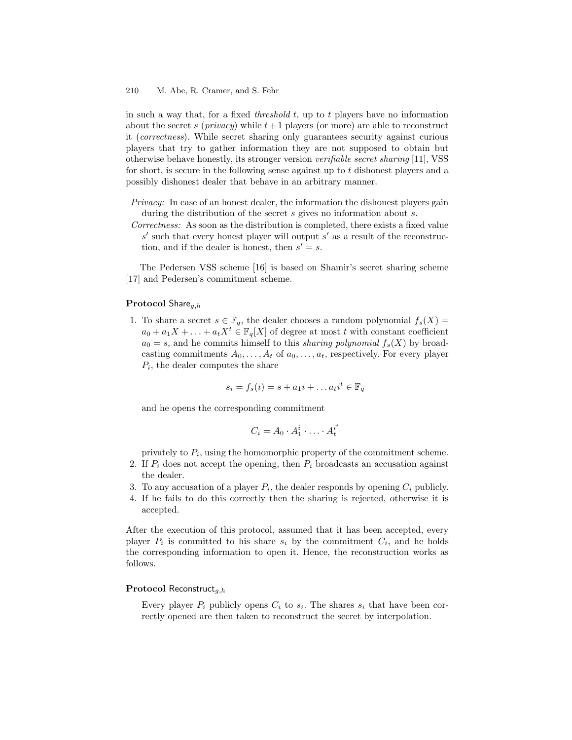in such a way that, for a fixed *threshold* $t$, up to $t$ players have no information about the secret $s$ (*privacy*) while $t+1$ players (or more) are able to reconstruct it (*correctness*). While secret sharing only guarantees security against curious players that try to gather information they are not supposed to obtain but otherwise behave honestly, its stronger version *verifiable secret sharing* [11], VSS for short, is secure in the following sense against up to $t$ dishonest players and a possibly dishonest dealer that behave in an arbitrary manner.

*Privacy:* In case of an honest dealer, the information the dishonest players gain during the distribution of the secret $s$ gives no information about $s$.

*Correctness:* As soon as the distribution is completed, there exists a fixed value $s'$ such that every honest player will output $s'$ as a result of the reconstruction, and if the dealer is honest, then $s' = s$.

The Pedersen VSS scheme [16] is based on Shamir's secret sharing scheme [17] and Pedersen's commitment scheme.

**Protocol** $\mathsf{Share}_{g,h}$

1. To share a secret $s \in \mathbb{F}_q$, the dealer chooses a random polynomial $f_s(X) = a_0 + a_1 X + \ldots + a_t X^t \in \mathbb{F}_q[X]$ of degree at most $t$ with constant coefficient $a_0 = s$, and he commits himself to this *sharing polynomial* $f_s(X)$ by broadcasting commitments $A_0, \ldots, A_t$ of $a_0, \ldots, a_t$, respectively. For every player $P_i$, the dealer computes the share

$$s_i = f_s(i) = s + a_1 i + \ldots a_t i^t \in \mathbb{F}_q$$

and he opens the corresponding commitment

$$C_i = A_0 \cdot A_1^i \cdot \ldots \cdot A_t^{i^t}$$

privately to $P_i$, using the homomorphic property of the commitment scheme.

2. If $P_i$ does not accept the opening, then $P_i$ broadcasts an accusation against the dealer.
3. To any accusation of a player $P_i$, the dealer responds by opening $C_i$ publicly.
4. If he fails to do this correctly then the sharing is rejected, otherwise it is accepted.

After the execution of this protocol, assumed that it has been accepted, every player $P_i$ is committed to his share $s_i$ by the commitment $C_i$, and he holds the corresponding information to open it. Hence, the reconstruction works as follows.

**Protocol** $\mathsf{Reconstruct}_{g,h}$

Every player $P_i$ publicly opens $C_i$ to $s_i$. The shares $s_i$ that have been correctly opened are then taken to reconstruct the secret by interpolation.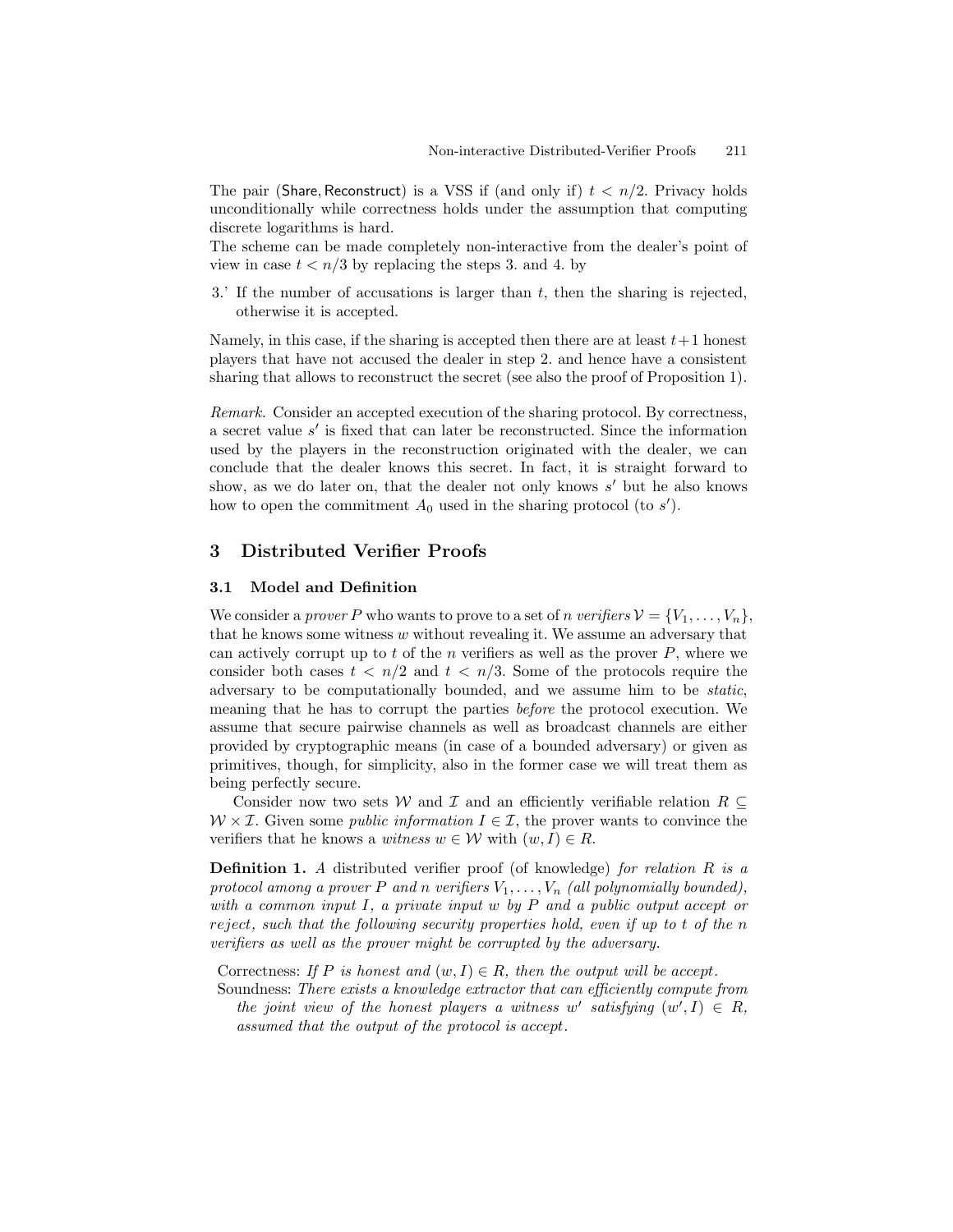The pair (Share, Reconstruct) is a VSS if (and only if) $t < n/2$. Privacy holds unconditionally while correctness holds under the assumption that computing discrete logarithms is hard.
The scheme can be made completely non-interactive from the dealer's point of view in case $t < n/3$ by replacing the steps 3. and 4. by

3.' If the number of accusations is larger than $t$, then the sharing is rejected, otherwise it is accepted.

Namely, in this case, if the sharing is accepted then there are at least $t+1$ honest players that have not accused the dealer in step 2. and hence have a consistent sharing that allows to reconstruct the secret (see also the proof of Proposition 1).

*Remark.* Consider an accepted execution of the sharing protocol. By correctness, a secret value $s'$ is fixed that can later be reconstructed. Since the information used by the players in the reconstruction originated with the dealer, we can conclude that the dealer knows this secret. In fact, it is straight forward to show, as we do later on, that the dealer not only knows $s'$ but he also knows how to open the commitment $A_0$ used in the sharing protocol (to $s'$).

## 3 Distributed Verifier Proofs

### 3.1 Model and Definition

We consider a *prover* $P$ who wants to prove to a set of $n$ *verifiers* $\mathcal{V} = \{V_1, \ldots, V_n\}$, that he knows some witness $w$ without revealing it. We assume an adversary that can actively corrupt up to $t$ of the $n$ verifiers as well as the prover $P$, where we consider both cases $t < n/2$ and $t < n/3$. Some of the protocols require the adversary to be computationally bounded, and we assume him to be *static*, meaning that he has to corrupt the parties *before* the protocol execution. We assume that secure pairwise channels as well as broadcast channels are either provided by cryptographic means (in case of a bounded adversary) or given as primitives, though, for simplicity, also in the former case we will treat them as being perfectly secure.

Consider now two sets $\mathcal{W}$ and $\mathcal{I}$ and an efficiently verifiable relation $R \subseteq \mathcal{W} \times \mathcal{I}$. Given some *public information* $I \in \mathcal{I}$, the prover wants to convince the verifiers that he knows a *witness* $w \in \mathcal{W}$ with $(w, I) \in R$.

**Definition 1.** *A* distributed verifier proof (of knowledge) *for relation $R$ is a protocol among a prover $P$ and $n$ verifiers $V_1, \ldots, V_n$ (all polynomially bounded), with a common input $I$, a private input $w$ by $P$ and a public output accept or reject, such that the following security properties hold, even if up to $t$ of the $n$ verifiers as well as the prover might be corrupted by the adversary.*

Correctness: *If $P$ is honest and $(w, I) \in R$, then the output will be accept.*
Soundness: *There exists a knowledge extractor that can efficiently compute from the joint view of the honest players a witness $w'$ satisfying $(w', I) \in R$, assumed that the output of the protocol is accept.*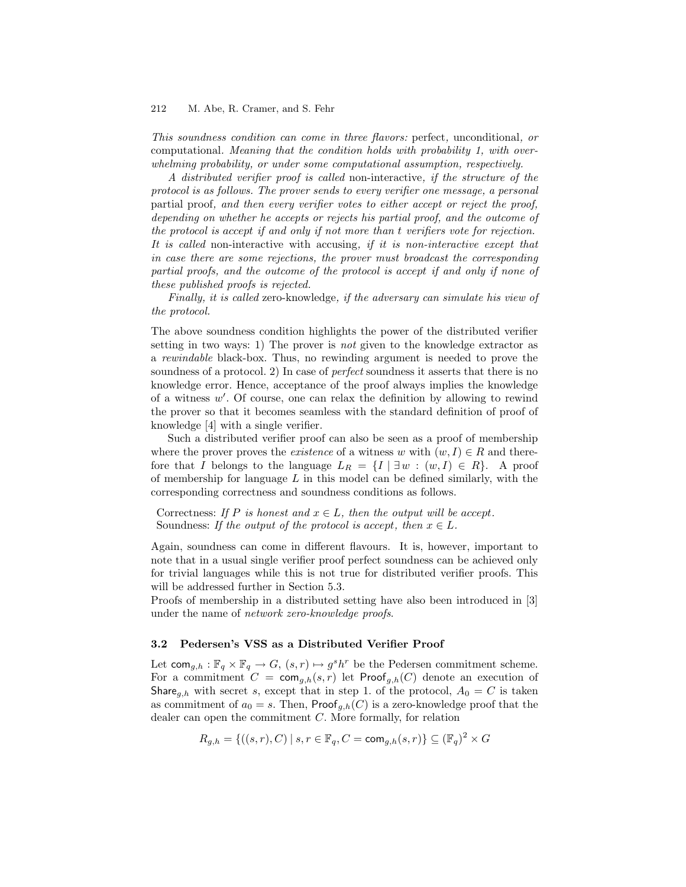*This soundness condition can come in three flavors:* perfect, unconditional, *or* computational. *Meaning that the condition holds with probability 1, with overwhelming probability, or under some computational assumption, respectively.*

*A distributed verifier proof is called* non-interactive*, if the structure of the protocol is as follows. The prover sends to every verifier one message, a personal* partial proof*, and then every verifier votes to either accept or reject the proof, depending on whether he accepts or rejects his partial proof, and the outcome of the protocol is accept if and only if not more than t verifiers vote for rejection. It is called* non-interactive with accusing*, if it is non-interactive except that in case there are some rejections, the prover must broadcast the corresponding partial proofs, and the outcome of the protocol is accept if and only if none of these published proofs is rejected.*

*Finally, it is called* zero-knowledge*, if the adversary can simulate his view of the protocol.*

The above soundness condition highlights the power of the distributed verifier setting in two ways: 1) The prover is *not* given to the knowledge extractor as a *rewindable* black-box. Thus, no rewinding argument is needed to prove the soundness of a protocol. 2) In case of *perfect* soundness it asserts that there is no knowledge error. Hence, acceptance of the proof always implies the knowledge of a witness $w'$. Of course, one can relax the definition by allowing to rewind the prover so that it becomes seamless with the standard definition of proof of knowledge [4] with a single verifier.

Such a distributed verifier proof can also be seen as a proof of membership where the prover proves the *existence* of a witness $w$ with $(w, I) \in R$ and therefore that $I$ belongs to the language $L_R = \{I \mid \exists w : (w, I) \in R\}$. A proof of membership for language $L$ in this model can be defined similarly, with the corresponding correctness and soundness conditions as follows.

Correctness: *If $P$ is honest and $x \in L$, then the output will be accept.*
Soundness: *If the output of the protocol is accept, then $x \in L$.*

Again, soundness can come in different flavours. It is, however, important to note that in a usual single verifier proof perfect soundness can be achieved only for trivial languages while this is not true for distributed verifier proofs. This will be addressed further in Section 5.3.
Proofs of membership in a distributed setting have also been introduced in [3] under the name of *network zero-knowledge proofs*.

### 3.2 Pedersen's VSS as a Distributed Verifier Proof

Let $\mathsf{com}_{g,h} : \mathbb{F}_q \times \mathbb{F}_q \to G$, $(s, r) \mapsto g^s h^r$ be the Pedersen commitment scheme. For a commitment $C = \mathsf{com}_{g,h}(s, r)$ let $\mathsf{Proof}_{g,h}(C)$ denote an execution of $\mathsf{Share}_{g,h}$ with secret $s$, except that in step 1. of the protocol, $A_0 = C$ is taken as commitment of $a_0 = s$. Then, $\mathsf{Proof}_{g,h}(C)$ is a zero-knowledge proof that the dealer can open the commitment $C$. More formally, for relation

$$R_{g,h} = \{((s,r), C) \mid s, r \in \mathbb{F}_q, C = \mathsf{com}_{g,h}(s,r)\} \subseteq (\mathbb{F}_q)^2 \times G$$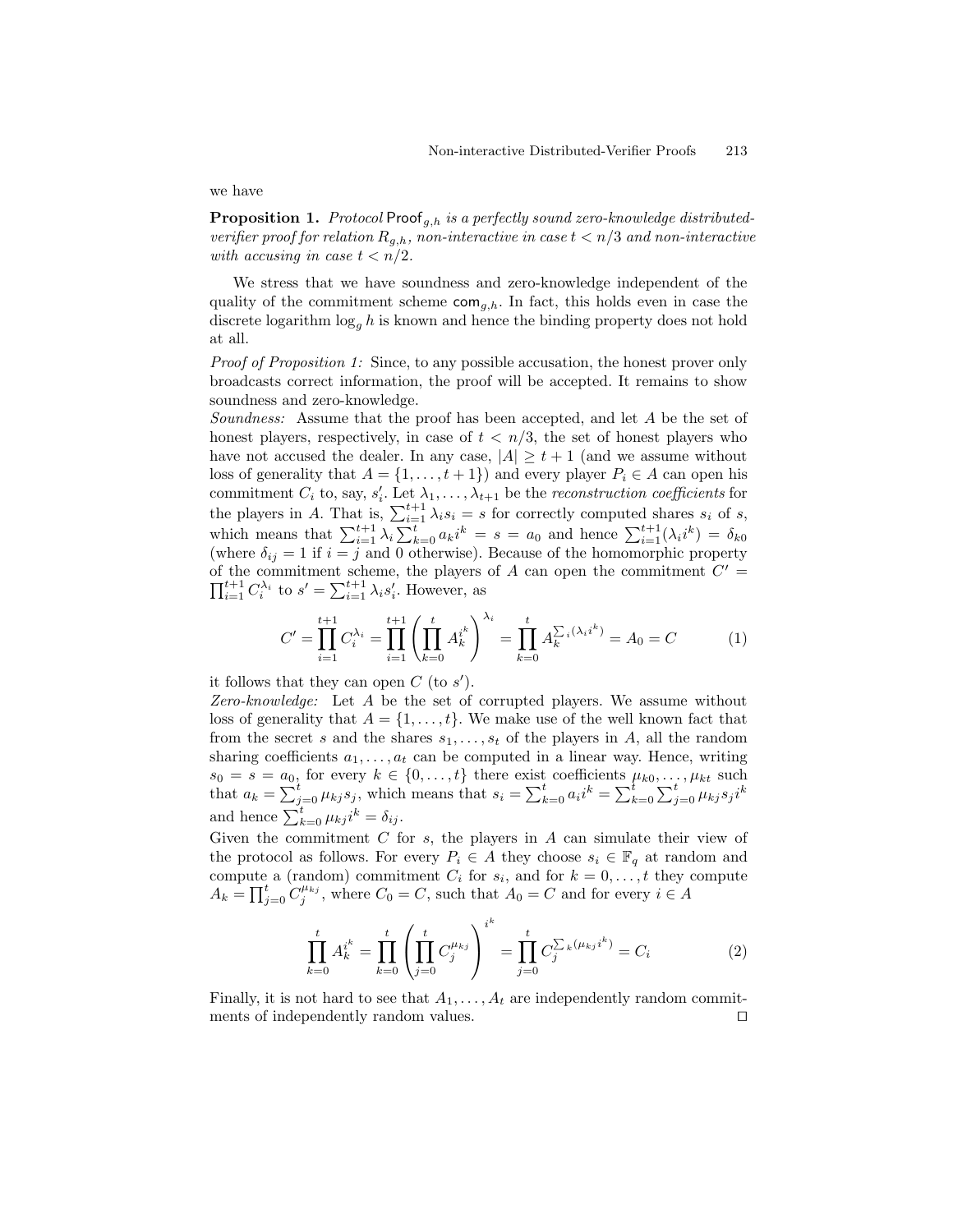we have

**Proposition 1.** *Protocol* $\mathsf{Proof}_{g,h}$ *is a perfectly sound zero-knowledge distributed-verifier proof for relation* $R_{g,h}$*, non-interactive in case* $t < n/3$ *and non-interactive with accusing in case* $t < n/2$.

We stress that we have soundness and zero-knowledge independent of the quality of the commitment scheme $\mathsf{com}_{g,h}$. In fact, this holds even in case the discrete logarithm $\log_g h$ is known and hence the binding property does not hold at all.

*Proof of Proposition 1:* Since, to any possible accusation, the honest prover only broadcasts correct information, the proof will be accepted. It remains to show soundness and zero-knowledge.

*Soundness:* Assume that the proof has been accepted, and let $A$ be the set of honest players, respectively, in case of $t < n/3$, the set of honest players who have not accused the dealer. In any case, $|A| \geq t+1$ (and we assume without loss of generality that $A = \{1, \ldots, t+1\}$) and every player $P_i \in A$ can open his commitment $C_i$ to, say, $s'_i$. Let $\lambda_1, \ldots, \lambda_{t+1}$ be the *reconstruction coefficients* for the players in $A$. That is, $\sum_{i=1}^{t+1} \lambda_i s_i = s$ for correctly computed shares $s_i$ of $s$, which means that $\sum_{i=1}^{t+1} \lambda_i \sum_{k=0}^{t} a_k i^k = s = a_0$ and hence $\sum_{i=1}^{t+1} (\lambda_i i^k) = \delta_{k0}$ (where $\delta_{ij} = 1$ if $i = j$ and 0 otherwise). Because of the homomorphic property of the commitment scheme, the players of $A$ can open the commitment $C' = \prod_{i=1}^{t+1} C_i^{\lambda_i}$ to $s' = \sum_{i=1}^{t+1} \lambda_i s'_i$. However, as

$$C' = \prod_{i=1}^{t+1} C_i^{\lambda_i} = \prod_{i=1}^{t+1} \left( \prod_{k=0}^{t} A_k^{i^k} \right)^{\lambda_i} = \prod_{k=0}^{t} A_k^{\sum_i (\lambda_i i^k)} = A_0 = C \tag{1}$$

it follows that they can open $C$ (to $s'$).

*Zero-knowledge:* Let $A$ be the set of corrupted players. We assume without loss of generality that $A = \{1, \ldots, t\}$. We make use of the well known fact that from the secret $s$ and the shares $s_1, \ldots, s_t$ of the players in $A$, all the random sharing coefficients $a_1, \ldots, a_t$ can be computed in a linear way. Hence, writing $s_0 = s = a_0$, for every $k \in \{0, \ldots, t\}$ there exist coefficients $\mu_{k0}, \ldots, \mu_{kt}$ such that $a_k = \sum_{j=0}^{t} \mu_{kj} s_j$, which means that $s_i = \sum_{k=0}^{t} a_i i^k = \sum_{k=0}^{t} \sum_{j=0}^{t} \mu_{kj} s_j i^k$ and hence $\sum_{k=0}^{t} \mu_{kj} i^k = \delta_{ij}$.

Given the commitment $C$ for $s$, the players in $A$ can simulate their view of the protocol as follows. For every $P_i \in A$ they choose $s_i \in \mathbb{F}_q$ at random and compute a (random) commitment $C_i$ for $s_i$, and for $k = 0, \ldots, t$ they compute $A_k = \prod_{j=0}^{t} C_j^{\mu_{kj}}$, where $C_0 = C$, such that $A_0 = C$ and for every $i \in A$

$$\prod_{k=0}^{t} A_k^{i^k} = \prod_{k=0}^{t} \left( \prod_{j=0}^{t} C_j^{\mu_{kj}} \right)^{i^k} = \prod_{j=0}^{t} C_j^{\sum_k (\mu_{kj} i^k)} = C_i \tag{2}$$

Finally, it is not hard to see that $A_1, \ldots, A_t$ are independently random commitments of independently random values. $\square$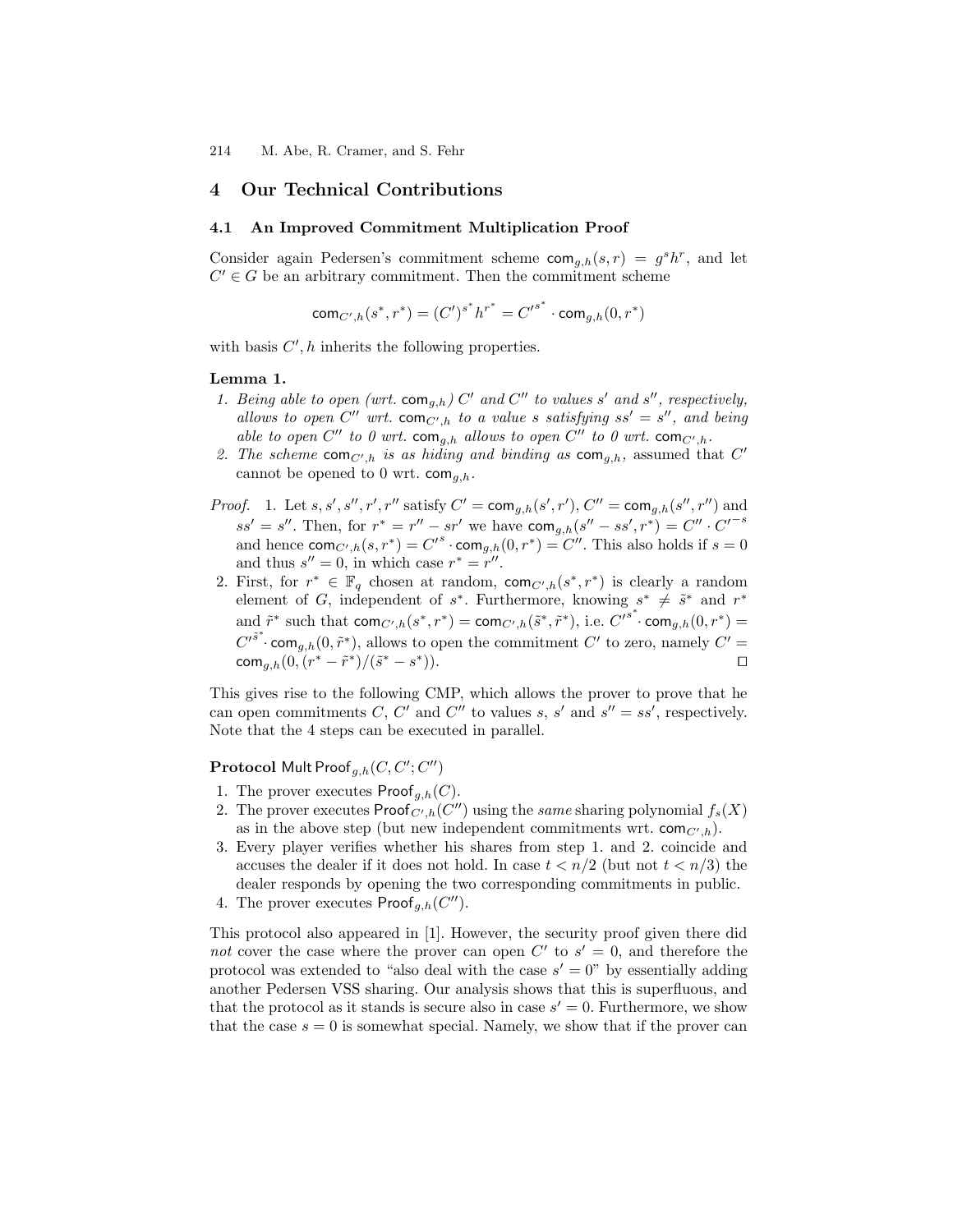## 4 Our Technical Contributions

### 4.1 An Improved Commitment Multiplication Proof

Consider again Pedersen's commitment scheme $\mathsf{com}_{g,h}(s,r) = g^s h^r$, and let $C' \in G$ be an arbitrary commitment. Then the commitment scheme

$$\mathsf{com}_{C',h}(s^*, r^*) = (C')^{s^*} h^{r^*} = C'^{s^*} \cdot \mathsf{com}_{g,h}(0, r^*)$$

with basis $C', h$ inherits the following properties.

**Lemma 1.**

1. *Being able to open (wrt.* $\mathsf{com}_{g,h}$*)* $C'$ *and* $C''$ *to values* $s'$ *and* $s''$*, respectively, allows to open* $C''$ *wrt.* $\mathsf{com}_{C',h}$ *to a value* $s$ *satisfying* $ss' = s''$*, and being able to open* $C''$ *to 0 wrt.* $\mathsf{com}_{g,h}$ *allows to open* $C''$ *to 0 wrt.* $\mathsf{com}_{C',h}$*.*
2. *The scheme* $\mathsf{com}_{C',h}$ *is as hiding and binding as* $\mathsf{com}_{g,h}$*,* assumed that $C'$ cannot be opened to 0 wrt. $\mathsf{com}_{g,h}$.

*Proof.*
1. Let $s, s', s'', r', r''$ satisfy $C' = \mathsf{com}_{g,h}(s', r')$, $C'' = \mathsf{com}_{g,h}(s'', r'')$ and $ss' = s''$. Then, for $r^* = r'' - sr'$ we have $\mathsf{com}_{g,h}(s'' - ss', r^*) = C'' \cdot C'^{-s}$ and hence $\mathsf{com}_{C',h}(s, r^*) = C'^s \cdot \mathsf{com}_{g,h}(0, r^*) = C''$. This also holds if $s = 0$ and thus $s'' = 0$, in which case $r^* = r''$.
2. First, for $r^* \in \mathbb{F}_q$ chosen at random, $\mathsf{com}_{C',h}(s^*, r^*)$ is clearly a random element of $G$, independent of $s^*$. Furthermore, knowing $s^* \neq \tilde{s}^*$ and $r^*$ and $\tilde{r}^*$ such that $\mathsf{com}_{C',h}(s^*, r^*) = \mathsf{com}_{C',h}(\tilde{s}^*, \tilde{r}^*)$, i.e. $C'^{s^*} \cdot \mathsf{com}_{g,h}(0, r^*) = C'^{\tilde{s}^*} \cdot \mathsf{com}_{g,h}(0, \tilde{r}^*)$, allows to open the commitment $C'$ to zero, namely $C' = \mathsf{com}_{g,h}(0, (r^* - \tilde{r}^*)/(\tilde{s}^* - s^*))$. □

This gives rise to the following CMP, which allows the prover to prove that he can open commitments $C$, $C'$ and $C''$ to values $s$, $s'$ and $s'' = ss'$, respectively. Note that the 4 steps can be executed in parallel.

**Protocol** $\mathsf{Mult\,Proof}_{g,h}(C, C'; C'')$

1. The prover executes $\mathsf{Proof}_{g,h}(C)$.
2. The prover executes $\mathsf{Proof}_{C',h}(C'')$ using the *same* sharing polynomial $f_s(X)$ as in the above step (but new independent commitments wrt. $\mathsf{com}_{C',h}$).
3. Every player verifies whether his shares from step 1. and 2. coincide and accuses the dealer if it does not hold. In case $t < n/2$ (but not $t < n/3$) the dealer responds by opening the two corresponding commitments in public.
4. The prover executes $\mathsf{Proof}_{g,h}(C'')$.

This protocol also appeared in [1]. However, the security proof given there did *not* cover the case where the prover can open $C'$ to $s' = 0$, and therefore the protocol was extended to "also deal with the case $s' = 0$" by essentially adding another Pedersen VSS sharing. Our analysis shows that this is superfluous, and that the protocol as it stands is secure also in case $s' = 0$. Furthermore, we show that the case $s = 0$ is somewhat special. Namely, we show that if the prover can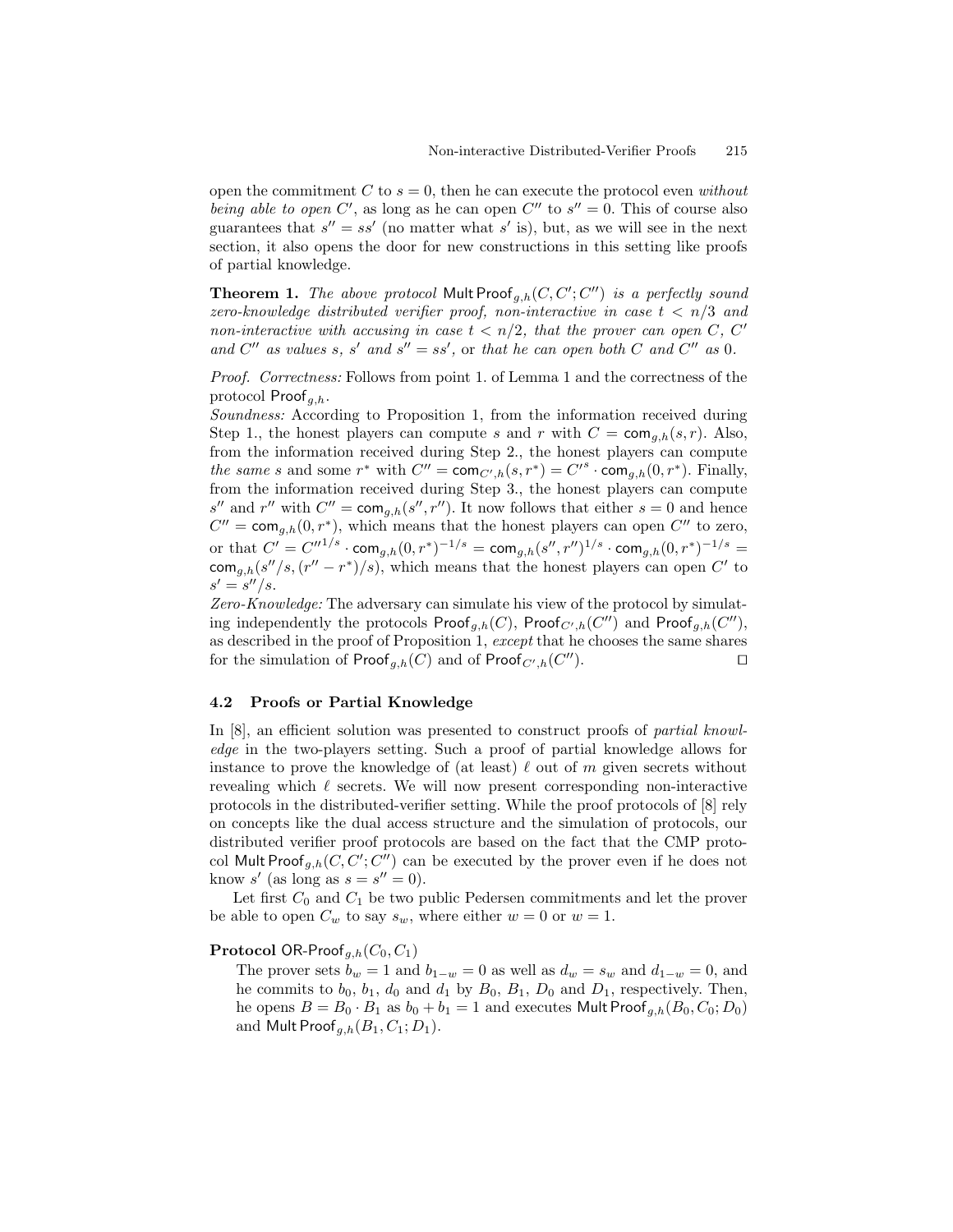open the commitment $C$ to $s = 0$, then he can execute the protocol even *without being able to open* $C'$, as long as he can open $C''$ to $s'' = 0$. This of course also guarantees that $s'' = ss'$ (no matter what $s'$ is), but, as we will see in the next section, it also opens the door for new constructions in this setting like proofs of partial knowledge.

**Theorem 1.** *The above protocol* $\mathsf{Mult\,Proof}_{g,h}(C, C'; C'')$ *is a perfectly sound zero-knowledge distributed verifier proof, non-interactive in case* $t < n/3$ *and non-interactive with accusing in case* $t < n/2$*, that the prover can open* $C$*,* $C'$ *and* $C''$ *as values* $s$*,* $s'$ *and* $s'' = ss'$*,* or *that he can open both* $C$ *and* $C''$ *as* $0$.

*Proof. Correctness:* Follows from point 1. of Lemma 1 and the correctness of the protocol $\mathsf{Proof}_{g,h}$.
*Soundness:* According to Proposition 1, from the information received during Step 1., the honest players can compute $s$ and $r$ with $C = \mathsf{com}_{g,h}(s, r)$. Also, from the information received during Step 2., the honest players can compute *the same* $s$ and some $r^*$ with $C'' = \mathsf{com}_{C',h}(s, r^*) = C'^s \cdot \mathsf{com}_{g,h}(0, r^*)$. Finally, from the information received during Step 3., the honest players can compute $s''$ and $r''$ with $C'' = \mathsf{com}_{g,h}(s'', r'')$. It now follows that either $s = 0$ and hence $C'' = \mathsf{com}_{g,h}(0, r^*)$, which means that the honest players can open $C''$ to zero, or that $C' = C''^{1/s} \cdot \mathsf{com}_{g,h}(0, r^*)^{-1/s} = \mathsf{com}_{g,h}(s'', r'')^{1/s} \cdot \mathsf{com}_{g,h}(0, r^*)^{-1/s} = \mathsf{com}_{g,h}(s''/s, (r'' - r^*)/s)$, which means that the honest players can open $C'$ to $s' = s''/s$.
*Zero-Knowledge:* The adversary can simulate his view of the protocol by simulating independently the protocols $\mathsf{Proof}_{g,h}(C)$, $\mathsf{Proof}_{C',h}(C'')$ and $\mathsf{Proof}_{g,h}(C'')$, as described in the proof of Proposition 1, *except* that he chooses the same shares for the simulation of $\mathsf{Proof}_{g,h}(C)$ and of $\mathsf{Proof}_{C',h}(C'')$. □

### 4.2 Proofs or Partial Knowledge

In [8], an efficient solution was presented to construct proofs of *partial knowledge* in the two-players setting. Such a proof of partial knowledge allows for instance to prove the knowledge of (at least) $\ell$ out of $m$ given secrets without revealing which $\ell$ secrets. We will now present corresponding non-interactive protocols in the distributed-verifier setting. While the proof protocols of [8] rely on concepts like the dual access structure and the simulation of protocols, our distributed verifier proof protocols are based on the fact that the CMP protocol $\mathsf{Mult\,Proof}_{g,h}(C, C'; C'')$ can be executed by the prover even if he does not know $s'$ (as long as $s = s'' = 0$).

Let first $C_0$ and $C_1$ be two public Pedersen commitments and let the prover be able to open $C_w$ to say $s_w$, where either $w = 0$ or $w = 1$.

**Protocol** $\mathsf{OR\text{-}Proof}_{g,h}(C_0, C_1)$

The prover sets $b_w = 1$ and $b_{1-w} = 0$ as well as $d_w = s_w$ and $d_{1-w} = 0$, and he commits to $b_0$, $b_1$, $d_0$ and $d_1$ by $B_0$, $B_1$, $D_0$ and $D_1$, respectively. Then, he opens $B = B_0 \cdot B_1$ as $b_0 + b_1 = 1$ and executes $\mathsf{Mult\,Proof}_{g,h}(B_0, C_0; D_0)$ and $\mathsf{Mult\,Proof}_{g,h}(B_1, C_1; D_1)$.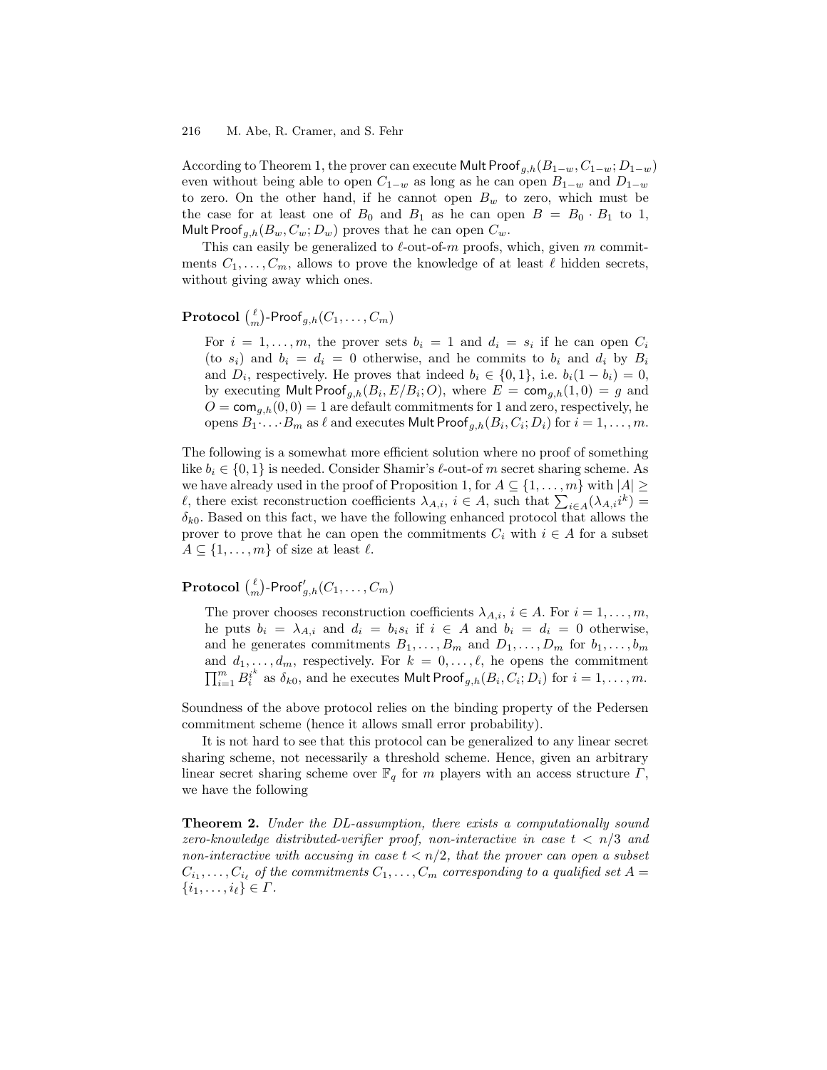According to Theorem 1, the prover can execute $\mathsf{Mult\,Proof}_{g,h}(B_{1-w}, C_{1-w}; D_{1-w})$ even without being able to open $C_{1-w}$ as long as he can open $B_{1-w}$ and $D_{1-w}$ to zero. On the other hand, if he cannot open $B_w$ to zero, which must be the case for at least one of $B_0$ and $B_1$ as he can open $B = B_0 \cdot B_1$ to 1, $\mathsf{Mult\,Proof}_{g,h}(B_w, C_w; D_w)$ proves that he can open $C_w$.

This can easily be generalized to $\ell$-out-of-$m$ proofs, which, given $m$ commitments $C_1, \ldots, C_m$, allows to prove the knowledge of at least $\ell$ hidden secrets, without giving away which ones.

**Protocol** $\binom{\ell}{m}$-$\mathsf{Proof}_{g,h}(C_1, \ldots, C_m)$

> For $i = 1, \ldots, m$, the prover sets $b_i = 1$ and $d_i = s_i$ if he can open $C_i$ (to $s_i$) and $b_i = d_i = 0$ otherwise, and he commits to $b_i$ and $d_i$ by $B_i$ and $D_i$, respectively. He proves that indeed $b_i \in \{0, 1\}$, i.e. $b_i(1 - b_i) = 0$, by executing $\mathsf{Mult\,Proof}_{g,h}(B_i, E/B_i; O)$, where $E = \mathsf{com}_{g,h}(1, 0) = g$ and $O = \mathsf{com}_{g,h}(0, 0) = 1$ are default commitments for 1 and zero, respectively, he opens $B_1 \cdot \ldots \cdot B_m$ as $\ell$ and executes $\mathsf{Mult\,Proof}_{g,h}(B_i, C_i; D_i)$ for $i = 1, \ldots, m$.

The following is a somewhat more efficient solution where no proof of something like $b_i \in \{0, 1\}$ is needed. Consider Shamir's $\ell$-out-of $m$ secret sharing scheme. As we have already used in the proof of Proposition 1, for $A \subseteq \{1, \ldots, m\}$ with $|A| \geq \ell$, there exist reconstruction coefficients $\lambda_{A,i}$, $i \in A$, such that $\sum_{i \in A}(\lambda_{A,i} i^k) = \delta_{k0}$. Based on this fact, we have the following enhanced protocol that allows the prover to prove that he can open the commitments $C_i$ with $i \in A$ for a subset $A \subseteq \{1, \ldots, m\}$ of size at least $\ell$.

**Protocol** $\binom{\ell}{m}$-$\mathsf{Proof}'_{g,h}(C_1, \ldots, C_m)$

> The prover chooses reconstruction coefficients $\lambda_{A,i}$, $i \in A$. For $i = 1, \ldots, m$, he puts $b_i = \lambda_{A,i}$ and $d_i = b_i s_i$ if $i \in A$ and $b_i = d_i = 0$ otherwise, and he generates commitments $B_1, \ldots, B_m$ and $D_1, \ldots, D_m$ for $b_1, \ldots, b_m$ and $d_1, \ldots, d_m$, respectively. For $k = 0, \ldots, \ell$, he opens the commitment $\prod_{i=1}^m B_i^{i^k}$ as $\delta_{k0}$, and he executes $\mathsf{Mult\,Proof}_{g,h}(B_i, C_i; D_i)$ for $i = 1, \ldots, m$.

Soundness of the above protocol relies on the binding property of the Pedersen commitment scheme (hence it allows small error probability).

It is not hard to see that this protocol can be generalized to any linear secret sharing scheme, not necessarily a threshold scheme. Hence, given an arbitrary linear secret sharing scheme over $\mathbb{F}_q$ for $m$ players with an access structure $\Gamma$, we have the following

**Theorem 2.** *Under the DL-assumption, there exists a computationally sound zero-knowledge distributed-verifier proof, non-interactive in case $t < n/3$ and non-interactive with accusing in case $t < n/2$, that the prover can open a subset $C_{i_1}, \ldots, C_{i_\ell}$ of the commitments $C_1, \ldots, C_m$ corresponding to a qualified set $A = \{i_1, \ldots, i_\ell\} \in \Gamma$.*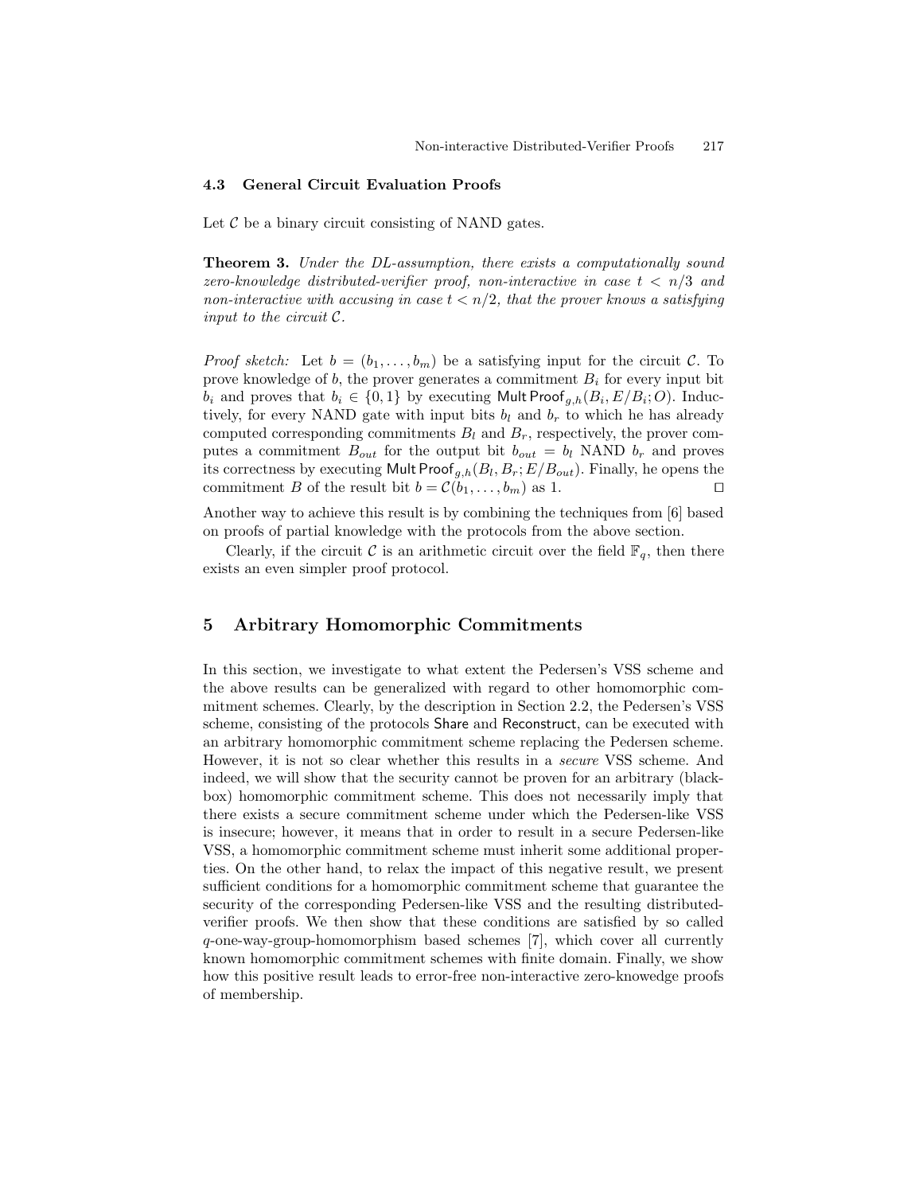### 4.3 General Circuit Evaluation Proofs

Let $\mathcal{C}$ be a binary circuit consisting of NAND gates.

**Theorem 3.** *Under the DL-assumption, there exists a computationally sound zero-knowledge distributed-verifier proof, non-interactive in case $t < n/3$ and non-interactive with accusing in case $t < n/2$, that the prover knows a satisfying input to the circuit $\mathcal{C}$.*

*Proof sketch:* Let $b = (b_1, \ldots, b_m)$ be a satisfying input for the circuit $\mathcal{C}$. To prove knowledge of $b$, the prover generates a commitment $B_i$ for every input bit $b_i$ and proves that $b_i \in \{0, 1\}$ by executing $\mathsf{MultProof}_{g,h}(B_i, E/B_i; O)$. Inductively, for every NAND gate with input bits $b_l$ and $b_r$ to which he has already computed corresponding commitments $B_l$ and $B_r$, respectively, the prover computes a commitment $B_{out}$ for the output bit $b_{out} = b_l$ NAND $b_r$ and proves its correctness by executing $\mathsf{MultProof}_{g,h}(B_l, B_r; E/B_{out})$. Finally, he opens the commitment $B$ of the result bit $b = \mathcal{C}(b_1, \ldots, b_m)$ as 1. $\square$

Another way to achieve this result is by combining the techniques from [6] based on proofs of partial knowledge with the protocols from the above section.

Clearly, if the circuit $\mathcal{C}$ is an arithmetic circuit over the field $\mathbb{F}_q$, then there exists an even simpler proof protocol.

## 5 Arbitrary Homomorphic Commitments

In this section, we investigate to what extent the Pedersen's VSS scheme and the above results can be generalized with regard to other homomorphic commitment schemes. Clearly, by the description in Section 2.2, the Pedersen's VSS scheme, consisting of the protocols $\mathsf{Share}$ and $\mathsf{Reconstruct}$, can be executed with an arbitrary homomorphic commitment scheme replacing the Pedersen scheme. However, it is not so clear whether this results in a *secure* VSS scheme. And indeed, we will show that the security cannot be proven for an arbitrary (black-box) homomorphic commitment scheme. This does not necessarily imply that there exists a secure commitment scheme under which the Pedersen-like VSS is insecure; however, it means that in order to result in a secure Pedersen-like VSS, a homomorphic commitment scheme must inherit some additional properties. On the other hand, to relax the impact of this negative result, we present sufficient conditions for a homomorphic commitment scheme that guarantee the security of the corresponding Pedersen-like VSS and the resulting distributed-verifier proofs. We then show that these conditions are satisfied by so called $q$-one-way-group-homomorphism based schemes [7], which cover all currently known homomorphic commitment schemes with finite domain. Finally, we show how this positive result leads to error-free non-interactive zero-knowedge proofs of membership.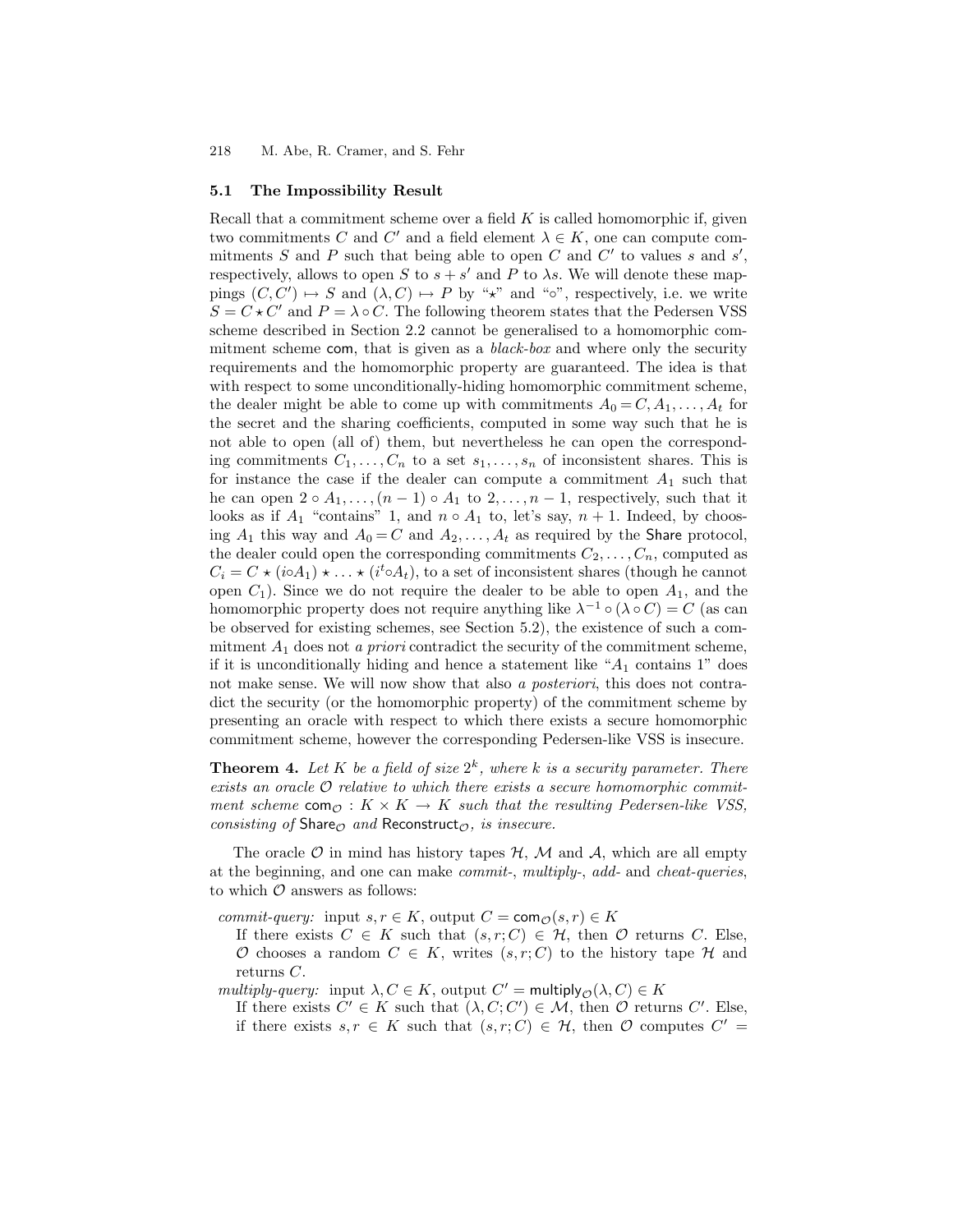### 5.1 The Impossibility Result

Recall that a commitment scheme over a field $K$ is called homomorphic if, given two commitments $C$ and $C'$ and a field element $\lambda \in K$, one can compute commitments $S$ and $P$ such that being able to open $C$ and $C'$ to values $s$ and $s'$, respectively, allows to open $S$ to $s + s'$ and $P$ to $\lambda s$. We will denote these mappings $(C, C') \mapsto S$ and $(\lambda, C) \mapsto P$ by "$\star$" and "$\circ$", respectively, i.e. we write $S = C \star C'$ and $P = \lambda \circ C$. The following theorem states that the Pedersen VSS scheme described in Section 2.2 cannot be generalised to a homomorphic commitment scheme $\mathsf{com}$, that is given as a *black-box* and where only the security requirements and the homomorphic property are guaranteed. The idea is that with respect to some unconditionally-hiding homomorphic commitment scheme, the dealer might be able to come up with commitments $A_0 = C, A_1, \ldots, A_t$ for the secret and the sharing coefficients, computed in some way such that he is not able to open (all of) them, but nevertheless he can open the corresponding commitments $C_1, \ldots, C_n$ to a set $s_1, \ldots, s_n$ of inconsistent shares. This is for instance the case if the dealer can compute a commitment $A_1$ such that he can open $2 \circ A_1, \ldots, (n-1) \circ A_1$ to $2, \ldots, n-1$, respectively, such that it looks as if $A_1$ "contains" 1, and $n \circ A_1$ to, let's say, $n+1$. Indeed, by choosing $A_1$ this way and $A_0 = C$ and $A_2, \ldots, A_t$ as required by the $\mathsf{Share}$ protocol, the dealer could open the corresponding commitments $C_2, \ldots, C_n$, computed as $C_i = C \star (i \circ A_1) \star \ldots \star (i^t \circ A_t)$, to a set of inconsistent shares (though he cannot open $C_1$). Since we do not require the dealer to be able to open $A_1$, and the homomorphic property does not require anything like $\lambda^{-1} \circ (\lambda \circ C) = C$ (as can be observed for existing schemes, see Section 5.2), the existence of such a commitment $A_1$ does not *a priori* contradict the security of the commitment scheme, if it is unconditionally hiding and hence a statement like "$A_1$ contains 1" does not make sense. We will now show that also *a posteriori*, this does not contradict the security (or the homomorphic property) of the commitment scheme by presenting an oracle with respect to which there exists a secure homomorphic commitment scheme, however the corresponding Pedersen-like VSS is insecure.

**Theorem 4.** *Let $K$ be a field of size $2^k$, where $k$ is a security parameter. There exists an oracle $\mathcal{O}$ relative to which there exists a secure homomorphic commitment scheme $\mathsf{com}_{\mathcal{O}} : K \times K \to K$ such that the resulting Pedersen-like VSS, consisting of $\mathsf{Share}_{\mathcal{O}}$ and $\mathsf{Reconstruct}_{\mathcal{O}}$, is insecure.*

The oracle $\mathcal{O}$ in mind has history tapes $\mathcal{H}$, $\mathcal{M}$ and $\mathcal{A}$, which are all empty at the beginning, and one can make *commit-*, *multiply-*, *add-* and *cheat-queries*, to which $\mathcal{O}$ answers as follows:

*commit-query:* input $s, r \in K$, output $C = \mathsf{com}_{\mathcal{O}}(s, r) \in K$
If there exists $C \in K$ such that $(s, r; C) \in \mathcal{H}$, then $\mathcal{O}$ returns $C$. Else, $\mathcal{O}$ chooses a random $C \in K$, writes $(s, r; C)$ to the history tape $\mathcal{H}$ and returns $C$.

*multiply-query:* input $\lambda, C \in K$, output $C' = \mathsf{multiply}_{\mathcal{O}}(\lambda, C) \in K$
If there exists $C' \in K$ such that $(\lambda, C; C') \in \mathcal{M}$, then $\mathcal{O}$ returns $C'$. Else, if there exists $s, r \in K$ such that $(s, r; C) \in \mathcal{H}$, then $\mathcal{O}$ computes $C' =$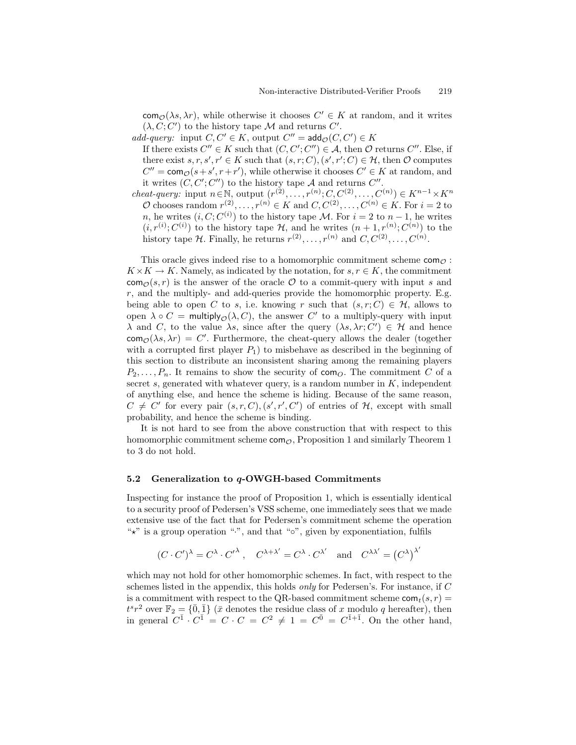$\mathsf{com}_{\mathcal{O}}(\lambda s, \lambda r)$, while otherwise it chooses $C' \in K$ at random, and it writes $(\lambda, C; C')$ to the history tape $\mathcal{M}$ and returns $C'$.

*add-query:* input $C, C' \in K$, output $C'' = \mathsf{add}_{\mathcal{O}}(C, C') \in K$
If there exists $C'' \in K$ such that $(C, C'; C'') \in \mathcal{A}$, then $\mathcal{O}$ returns $C''$. Else, if there exist $s, r, s', r' \in K$ such that $(s, r; C), (s', r'; C) \in \mathcal{H}$, then $\mathcal{O}$ computes $C'' = \mathsf{com}_{\mathcal{O}}(s+s', r+r')$, while otherwise it chooses $C' \in K$ at random, and it writes $(C, C'; C'')$ to the history tape $\mathcal{A}$ and returns $C''$.

*cheat-query:* input $n \in \mathbb{N}$, output $(r^{(2)}, \ldots, r^{(n)}; C, C^{(2)}, \ldots, C^{(n)}) \in K^{n-1} \times K^n$
$\mathcal{O}$ chooses random $r^{(2)}, \ldots, r^{(n)} \in K$ and $C, C^{(2)}, \ldots, C^{(n)} \in K$. For $i = 2$ to $n$, he writes $(i, C; C^{(i)})$ to the history tape $\mathcal{M}$. For $i = 2$ to $n-1$, he writes $(i, r^{(i)}; C^{(i)})$ to the history tape $\mathcal{H}$, and he writes $(n+1, r^{(n)}; C^{(n)})$ to the history tape $\mathcal{H}$. Finally, he returns $r^{(2)}, \ldots, r^{(n)}$ and $C, C^{(2)}, \ldots, C^{(n)}$.

This oracle gives indeed rise to a homomorphic commitment scheme $\mathsf{com}_{\mathcal{O}}: K \times K \to K$. Namely, as indicated by the notation, for $s, r \in K$, the commitment $\mathsf{com}_{\mathcal{O}}(s, r)$ is the answer of the oracle $\mathcal{O}$ to a commit-query with input $s$ and $r$, and the multiply- and add-queries provide the homomorphic property. E.g. being able to open $C$ to $s$, i.e. knowing $r$ such that $(s, r; C) \in \mathcal{H}$, allows to open $\lambda \circ C = \mathsf{multiply}_{\mathcal{O}}(\lambda, C)$, the answer $C'$ to a multiply-query with input $\lambda$ and $C$, to the value $\lambda s$, since after the query $(\lambda s, \lambda r; C') \in \mathcal{H}$ and hence $\mathsf{com}_{\mathcal{O}}(\lambda s, \lambda r) = C'$. Furthermore, the cheat-query allows the dealer (together with a corrupted first player $P_1$) to misbehave as described in the beginning of this section to distribute an inconsistent sharing among the remaining players $P_2, \ldots, P_n$. It remains to show the security of $\mathsf{com}_O$. The commitment $C$ of a secret $s$, generated with whatever query, is a random number in $K$, independent of anything else, and hence the scheme is hiding. Because of the same reason, $C \neq C'$ for every pair $(s, r, C), (s', r', C')$ of entries of $\mathcal{H}$, except with small probability, and hence the scheme is binding.

It is not hard to see from the above construction that with respect to this homomorphic commitment scheme $\mathsf{com}_{\mathcal{O}}$, Proposition 1 and similarly Theorem 1 to 3 do not hold.

### 5.2 Generalization to *q*-OWGH-based Commitments

Inspecting for instance the proof of Proposition 1, which is essentially identical to a security proof of Pedersen's VSS scheme, one immediately sees that we made extensive use of the fact that for Pedersen's commitment scheme the operation "$\star$" is a group operation "$\cdot$", and that "$\circ$", given by exponentiation, fulfils

$$(C \cdot C')^{\lambda} = C^{\lambda} \cdot C'^{\lambda}\,, \quad C^{\lambda+\lambda'} = C^{\lambda} \cdot C^{\lambda'} \quad \text{and} \quad C^{\lambda\lambda'} = \left(C^{\lambda}\right)^{\lambda'}$$

which may not hold for other homomorphic schemes. In fact, with respect to the schemes listed in the appendix, this holds *only* for Pedersen's. For instance, if $C$ is a commitment with respect to the QR-based commitment scheme $\mathsf{com}_t(s, r) = t^s r^2$ over $\mathbb{F}_2 = \{\bar{0}, \bar{1}\}$ ($\bar{x}$ denotes the residue class of $x$ modulo $q$ hereafter), then in general $C^{\bar{1}} \cdot C^{\bar{1}} = C \cdot C = C^2 \neq 1 = C^{\bar{0}} = C^{\bar{1}+\bar{1}}$. On the other hand,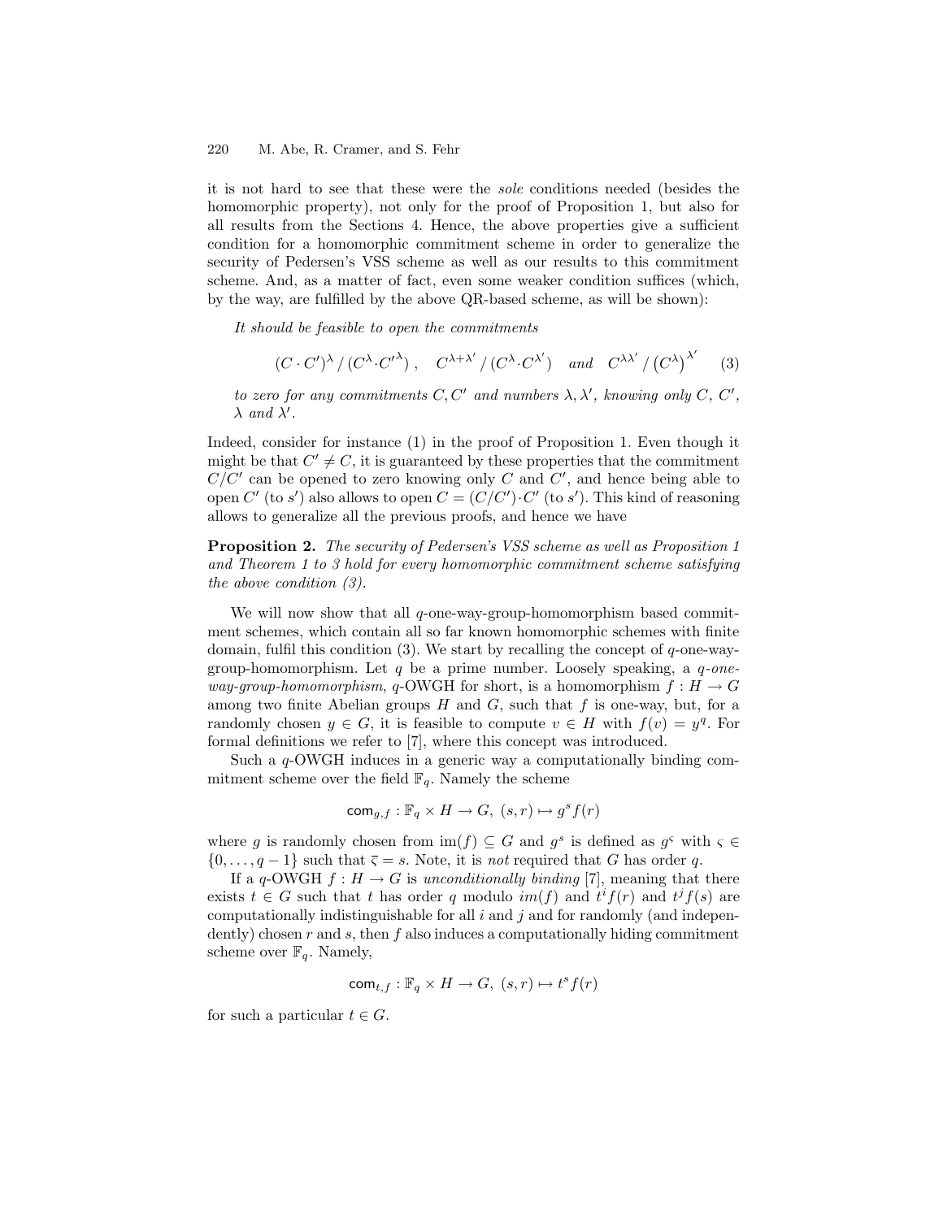it is not hard to see that these were the *sole* conditions needed (besides the homomorphic property), not only for the proof of Proposition 1, but also for all results from the Sections 4. Hence, the above properties give a sufficient condition for a homomorphic commitment scheme in order to generalize the security of Pedersen's VSS scheme as well as our results to this commitment scheme. And, as a matter of fact, even some weaker condition suffices (which, by the way, are fulfilled by the above QR-based scheme, as will be shown):

*It should be feasible to open the commitments*

$$(C \cdot C')^{\lambda} \,/\, (C^{\lambda} \cdot C'^{\lambda})\,, \quad C^{\lambda+\lambda'} \,/\, (C^{\lambda} \cdot C^{\lambda'}) \quad \textit{and} \quad C^{\lambda\lambda'} \,/\, \left(C^{\lambda}\right)^{\lambda'} \tag{3}$$

*to zero for any commitments $C, C'$ and numbers $\lambda, \lambda'$, knowing only $C$, $C'$, $\lambda$ and $\lambda'$.*

Indeed, consider for instance (1) in the proof of Proposition 1. Even though it might be that $C' \neq C$, it is guaranteed by these properties that the commitment $C/C'$ can be opened to zero knowing only $C$ and $C'$, and hence being able to open $C'$ (to $s'$) also allows to open $C = (C/C') \cdot C'$ (to $s'$). This kind of reasoning allows to generalize all the previous proofs, and hence we have

**Proposition 2.** *The security of Pedersen's VSS scheme as well as Proposition 1 and Theorem 1 to 3 hold for every homomorphic commitment scheme satisfying the above condition (3).*

We will now show that all $q$-one-way-group-homomorphism based commitment schemes, which contain all so far known homomorphic schemes with finite domain, fulfil this condition (3). We start by recalling the concept of $q$-one-way-group-homomorphism. Let $q$ be a prime number. Loosely speaking, a *$q$-one-way-group-homomorphism*, $q$-OWGH for short, is a homomorphism $f : H \to G$ among two finite Abelian groups $H$ and $G$, such that $f$ is one-way, but, for a randomly chosen $y \in G$, it is feasible to compute $v \in H$ with $f(v) = y^q$. For formal definitions we refer to [7], where this concept was introduced.

Such a $q$-OWGH induces in a generic way a computationally binding commitment scheme over the field $\mathbb{F}_q$. Namely the scheme

$$\mathsf{com}_{g,f} : \mathbb{F}_q \times H \to G,\ (s, r) \mapsto g^s f(r)$$

where $g$ is randomly chosen from $\mathrm{im}(f) \subseteq G$ and $g^s$ is defined as $g^{\varsigma}$ with $\varsigma \in \{0, \ldots, q-1\}$ such that $\overline{\varsigma} = s$. Note, it is *not* required that $G$ has order $q$.

If a $q$-OWGH $f : H \to G$ is *unconditionally binding* [7], meaning that there exists $t \in G$ such that $t$ has order $q$ modulo $im(f)$ and $t^i f(r)$ and $t^j f(s)$ are computationally indistinguishable for all $i$ and $j$ and for randomly (and independently) chosen $r$ and $s$, then $f$ also induces a computationally hiding commitment scheme over $\mathbb{F}_q$. Namely,

$$\mathsf{com}_{t,f} : \mathbb{F}_q \times H \to G,\ (s, r) \mapsto t^s f(r)$$

for such a particular $t \in G$.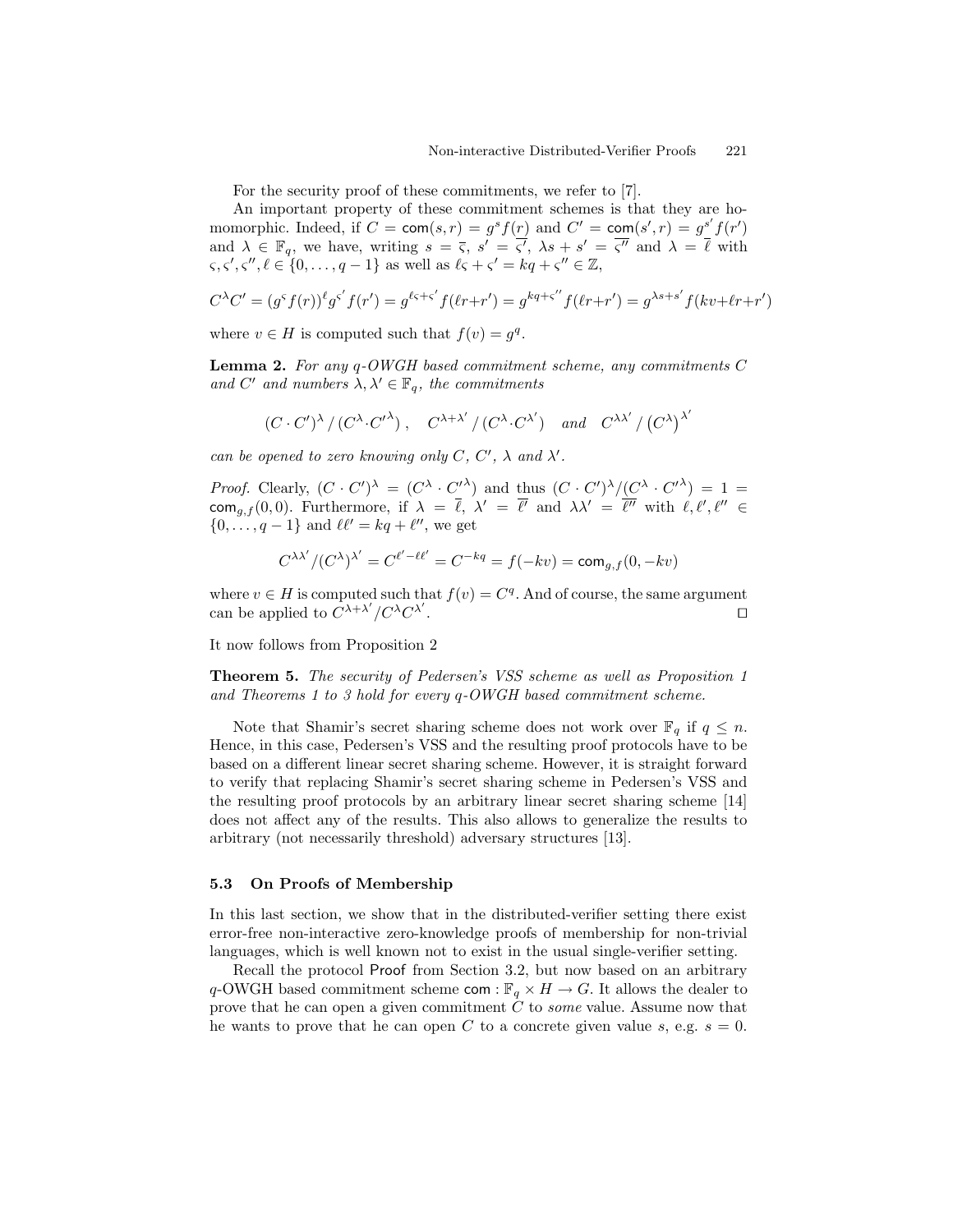For the security proof of these commitments, we refer to [7].

An important property of these commitment schemes is that they are homomorphic. Indeed, if $C = \mathsf{com}(s,r) = g^s f(r)$ and $C' = \mathsf{com}(s',r) = g^{s'} f(r')$ and $\lambda \in \mathbb{F}_q$, we have, writing $s = \overline{\varsigma}$, $s' = \overline{\varsigma'}$, $\lambda s + s' = \overline{\varsigma''}$ and $\lambda = \overline{\ell}$ with $\varsigma, \varsigma', \varsigma'', \ell \in \{0, \ldots, q-1\}$ as well as $\ell\varsigma + \varsigma' = kq + \varsigma'' \in \mathbb{Z}$,

$$C^\lambda C' = (g^\varsigma f(r))^\ell g^{\varsigma'} f(r') = g^{\ell\varsigma+\varsigma'} f(\ell r + r') = g^{kq+\varsigma''} f(\ell r + r') = g^{\lambda s + s'} f(kv + \ell r + r')$$

where $v \in H$ is computed such that $f(v) = g^q$.

**Lemma 2.** *For any q-OWGH based commitment scheme, any commitments $C$ and $C'$ and numbers $\lambda, \lambda' \in \mathbb{F}_q$, the commitments*

$$(C \cdot C')^\lambda \,/\, (C^\lambda \cdot C'^\lambda)\,, \quad C^{\lambda+\lambda'} \,/\, (C^\lambda \cdot C^{\lambda'}) \quad \text{and} \quad C^{\lambda\lambda'} \,/\, \left(C^\lambda\right)^{\lambda'}$$

*can be opened to zero knowing only $C$, $C'$, $\lambda$ and $\lambda'$.*

*Proof.* Clearly, $(C \cdot C')^\lambda = (C^\lambda \cdot C'^\lambda)$ and thus $(C \cdot C')^\lambda / (C^\lambda \cdot C'^\lambda) = 1 = \mathsf{com}_{g,f}(0,0)$. Furthermore, if $\lambda = \overline{\ell}$, $\lambda' = \overline{\ell'}$ and $\lambda\lambda' = \overline{\ell''}$ with $\ell, \ell', \ell'' \in \{0, \ldots, q-1\}$ and $\ell\ell' = kq + \ell''$, we get

$$C^{\lambda\lambda'} / (C^\lambda)^{\lambda'} = C^{\ell' - \ell\ell'} = C^{-kq} = f(-kv) = \mathsf{com}_{g,f}(0, -kv)$$

where $v \in H$ is computed such that $f(v) = C^q$. And of course, the same argument can be applied to $C^{\lambda+\lambda'} / C^\lambda C^{\lambda'}$. □

It now follows from Proposition 2

**Theorem 5.** *The security of Pedersen's VSS scheme as well as Proposition 1 and Theorems 1 to 3 hold for every q-OWGH based commitment scheme.*

Note that Shamir's secret sharing scheme does not work over $\mathbb{F}_q$ if $q \leq n$. Hence, in this case, Pedersen's VSS and the resulting proof protocols have to be based on a different linear secret sharing scheme. However, it is straight forward to verify that replacing Shamir's secret sharing scheme in Pedersen's VSS and the resulting proof protocols by an arbitrary linear secret sharing scheme [14] does not affect any of the results. This also allows to generalize the results to arbitrary (not necessarily threshold) adversary structures [13].

### 5.3 On Proofs of Membership

In this last section, we show that in the distributed-verifier setting there exist error-free non-interactive zero-knowledge proofs of membership for non-trivial languages, which is well known not to exist in the usual single-verifier setting.

Recall the protocol Proof from Section 3.2, but now based on an arbitrary $q$-OWGH based commitment scheme $\mathsf{com} : \mathbb{F}_q \times H \to G$. It allows the dealer to prove that he can open a given commitment $C$ to *some* value. Assume now that he wants to prove that he can open $C$ to a concrete given value $s$, e.g. $s = 0$.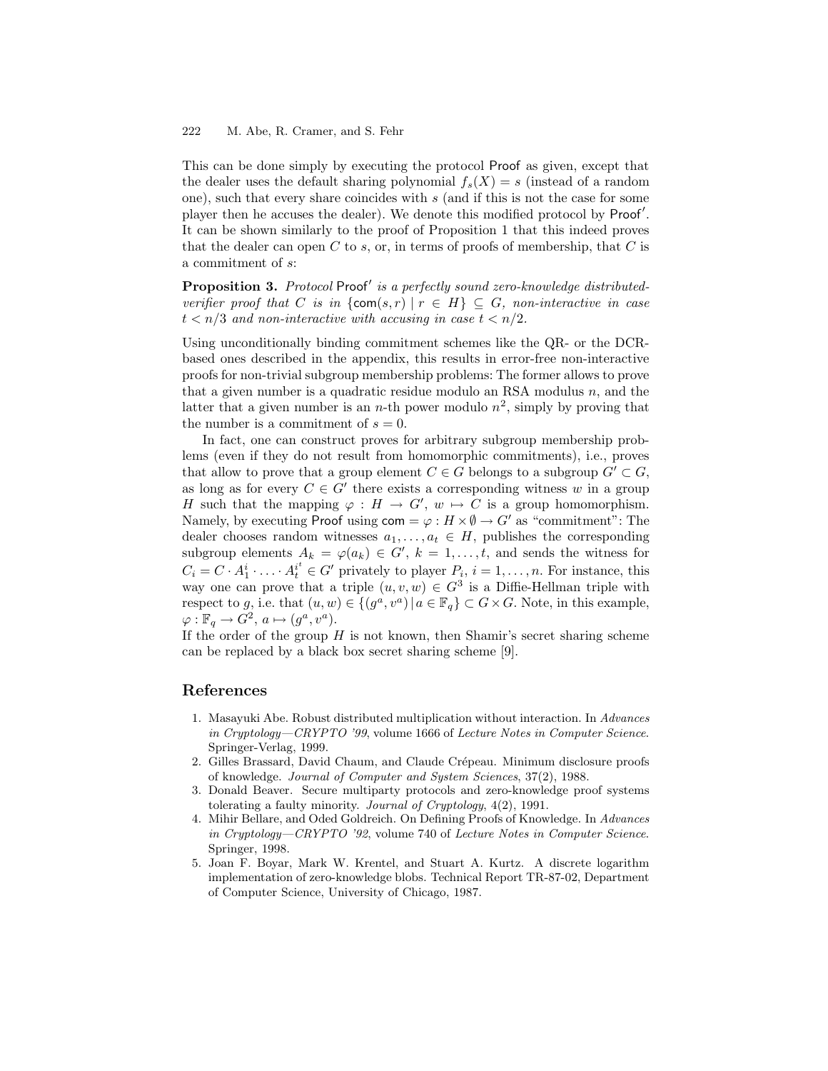This can be done simply by executing the protocol Proof as given, except that the dealer uses the default sharing polynomial $f_s(X) = s$ (instead of a random one), such that every share coincides with $s$ (and if this is not the case for some player then he accuses the dealer). We denote this modified protocol by Proof′. It can be shown similarly to the proof of Proposition 1 that this indeed proves that the dealer can open $C$ to $s$, or, in terms of proofs of membership, that $C$ is a commitment of $s$:

**Proposition 3.** *Protocol Proof′ is a perfectly sound zero-knowledge distributed-verifier proof that $C$ is in $\{\mathsf{com}(s, r) \mid r \in H\} \subseteq G$, non-interactive in case $t < n/3$ and non-interactive with accusing in case $t < n/2$.*

Using unconditionally binding commitment schemes like the QR- or the DCR-based ones described in the appendix, this results in error-free non-interactive proofs for non-trivial subgroup membership problems: The former allows to prove that a given number is a quadratic residue modulo an RSA modulus $n$, and the latter that a given number is an $n$-th power modulo $n^2$, simply by proving that the number is a commitment of $s = 0$.

In fact, one can construct proves for arbitrary subgroup membership problems (even if they do not result from homomorphic commitments), i.e., proves that allow to prove that a group element $C \in G$ belongs to a subgroup $G' \subset G$, as long as for every $C \in G'$ there exists a corresponding witness $w$ in a group $H$ such that the mapping $\varphi : H \to G'$, $w \mapsto C$ is a group homomorphism. Namely, by executing Proof using $\mathsf{com} = \varphi : H \times \emptyset \to G'$ as "commitment": The dealer chooses random witnesses $a_1, \ldots, a_t \in H$, publishes the corresponding subgroup elements $A_k = \varphi(a_k) \in G'$, $k = 1, \ldots, t$, and sends the witness for $C_i = C \cdot A_1^i \cdot \ldots \cdot A_t^{i^t} \in G'$ privately to player $P_i$, $i = 1, \ldots, n$. For instance, this way one can prove that a triple $(u, v, w) \in G^3$ is a Diffie-Hellman triple with respect to $g$, i.e. that $(u, w) \in \{(g^a, v^a) \mid a \in \mathbb{F}_q\} \subset G \times G$. Note, in this example, $\varphi : \mathbb{F}_q \to G^2$, $a \mapsto (g^a, v^a)$.
If the order of the group $H$ is not known, then Shamir's secret sharing scheme can be replaced by a black box secret sharing scheme [9].

## References

1. Masayuki Abe. Robust distributed multiplication without interaction. In *Advances in Cryptology—CRYPTO '99*, volume 1666 of *Lecture Notes in Computer Science*. Springer-Verlag, 1999.
2. Gilles Brassard, David Chaum, and Claude Crépeau. Minimum disclosure proofs of knowledge. *Journal of Computer and System Sciences*, 37(2), 1988.
3. Donald Beaver. Secure multiparty protocols and zero-knowledge proof systems tolerating a faulty minority. *Journal of Cryptology*, 4(2), 1991.
4. Mihir Bellare, and Oded Goldreich. On Defining Proofs of Knowledge. In *Advances in Cryptology—CRYPTO '92*, volume 740 of *Lecture Notes in Computer Science*. Springer, 1998.
5. Joan F. Boyar, Mark W. Krentel, and Stuart A. Kurtz. A discrete logarithm implementation of zero-knowledge blobs. Technical Report TR-87-02, Department of Computer Science, University of Chicago, 1987.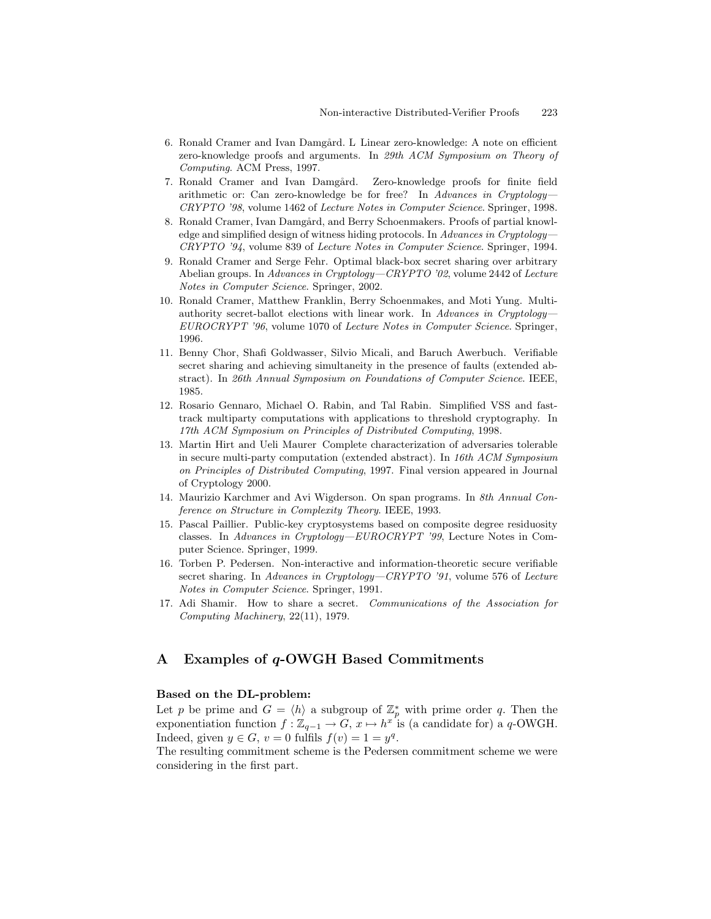6. Ronald Cramer and Ivan Damgård. L Linear zero-knowledge: A note on efficient zero-knowledge proofs and arguments. In *29th ACM Symposium on Theory of Computing*. ACM Press, 1997.
7. Ronald Cramer and Ivan Damgård. Zero-knowledge proofs for finite field arithmetic or: Can zero-knowledge be for free? In *Advances in Cryptology—CRYPTO '98*, volume 1462 of *Lecture Notes in Computer Science*. Springer, 1998.
8. Ronald Cramer, Ivan Damgård, and Berry Schoenmakers. Proofs of partial knowledge and simplified design of witness hiding protocols. In *Advances in Cryptology—CRYPTO '94*, volume 839 of *Lecture Notes in Computer Science*. Springer, 1994.
9. Ronald Cramer and Serge Fehr. Optimal black-box secret sharing over arbitrary Abelian groups. In *Advances in Cryptology—CRYPTO '02*, volume 2442 of *Lecture Notes in Computer Science*. Springer, 2002.
10. Ronald Cramer, Matthew Franklin, Berry Schoenmakes, and Moti Yung. Multi-authority secret-ballot elections with linear work. In *Advances in Cryptology—EUROCRYPT '96*, volume 1070 of *Lecture Notes in Computer Science*. Springer, 1996.
11. Benny Chor, Shafi Goldwasser, Silvio Micali, and Baruch Awerbuch. Verifiable secret sharing and achieving simultaneity in the presence of faults (extended abstract). In *26th Annual Symposium on Foundations of Computer Science*. IEEE, 1985.
12. Rosario Gennaro, Michael O. Rabin, and Tal Rabin. Simplified VSS and fast-track multiparty computations with applications to threshold cryptography. In *17th ACM Symposium on Principles of Distributed Computing*, 1998.
13. Martin Hirt and Ueli Maurer Complete characterization of adversaries tolerable in secure multi-party computation (extended abstract). In *16th ACM Symposium on Principles of Distributed Computing*, 1997. Final version appeared in Journal of Cryptology 2000.
14. Maurizio Karchmer and Avi Wigderson. On span programs. In *8th Annual Conference on Structure in Complexity Theory*. IEEE, 1993.
15. Pascal Paillier. Public-key cryptosystems based on composite degree residuosity classes. In *Advances in Cryptology—EUROCRYPT '99*, Lecture Notes in Computer Science. Springer, 1999.
16. Torben P. Pedersen. Non-interactive and information-theoretic secure verifiable secret sharing. In *Advances in Cryptology—CRYPTO '91*, volume 576 of *Lecture Notes in Computer Science*. Springer, 1991.
17. Adi Shamir. How to share a secret. *Communications of the Association for Computing Machinery*, 22(11), 1979.

# A Examples of $q$-OWGH Based Commitments

**Based on the DL-problem:**
Let $p$ be prime and $G = \langle h \rangle$ a subgroup of $\mathbb{Z}_p^*$ with prime order $q$. Then the exponentiation function $f : \mathbb{Z}_{q-1} \to G$, $x \mapsto h^x$ is (a candidate for) a $q$-OWGH. Indeed, given $y \in G$, $v = 0$ fulfils $f(v) = 1 = y^q$.
The resulting commitment scheme is the Pedersen commitment scheme we were considering in the first part.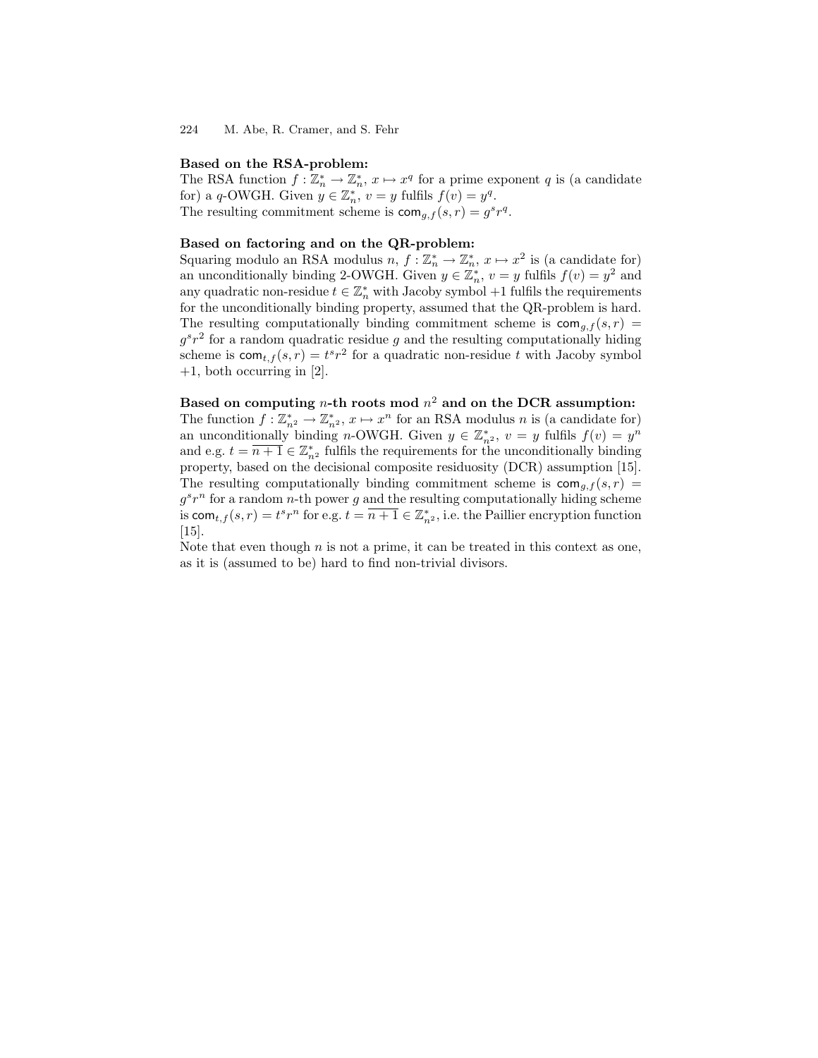**Based on the RSA-problem:**
The RSA function $f : \mathbb{Z}_n^* \to \mathbb{Z}_n^*$, $x \mapsto x^q$ for a prime exponent $q$ is (a candidate for) a $q$-OWGH. Given $y \in \mathbb{Z}_n^*$, $v = y$ fulfils $f(v) = y^q$.
The resulting commitment scheme is $\mathsf{com}_{g,f}(s, r) = g^s r^q$.

**Based on factoring and on the QR-problem:**
Squaring modulo an RSA modulus $n$, $f : \mathbb{Z}_n^* \to \mathbb{Z}_n^*$, $x \mapsto x^2$ is (a candidate for) an unconditionally binding 2-OWGH. Given $y \in \mathbb{Z}_n^*$, $v = y$ fulfils $f(v) = y^2$ and any quadratic non-residue $t \in \mathbb{Z}_n^*$ with Jacoby symbol $+1$ fulfils the requirements for the unconditionally binding property, assumed that the QR-problem is hard. The resulting computationally binding commitment scheme is $\mathsf{com}_{g,f}(s, r) = g^s r^2$ for a random quadratic residue $g$ and the resulting computationally hiding scheme is $\mathsf{com}_{t,f}(s, r) = t^s r^2$ for a quadratic non-residue $t$ with Jacoby symbol $+1$, both occurring in [2].

**Based on computing $n$-th roots mod $n^2$ and on the DCR assumption:**
The function $f : \mathbb{Z}_{n^2}^* \to \mathbb{Z}_{n^2}^*$, $x \mapsto x^n$ for an RSA modulus $n$ is (a candidate for) an unconditionally binding $n$-OWGH. Given $y \in \mathbb{Z}_{n^2}^*$, $v = y$ fulfils $f(v) = y^n$ and e.g. $t = \overline{n+1} \in \mathbb{Z}_{n^2}^*$ fulfils the requirements for the unconditionally binding property, based on the decisional composite residuosity (DCR) assumption [15]. The resulting computationally binding commitment scheme is $\mathsf{com}_{g,f}(s, r) = g^s r^n$ for a random $n$-th power $g$ and the resulting computationally hiding scheme is $\mathsf{com}_{t,f}(s, r) = t^s r^n$ for e.g. $t = \overline{n+1} \in \mathbb{Z}_{n^2}^*$, i.e. the Paillier encryption function [15].
Note that even though $n$ is not a prime, it can be treated in this context as one, as it is (assumed to be) hard to find non-trivial divisors.